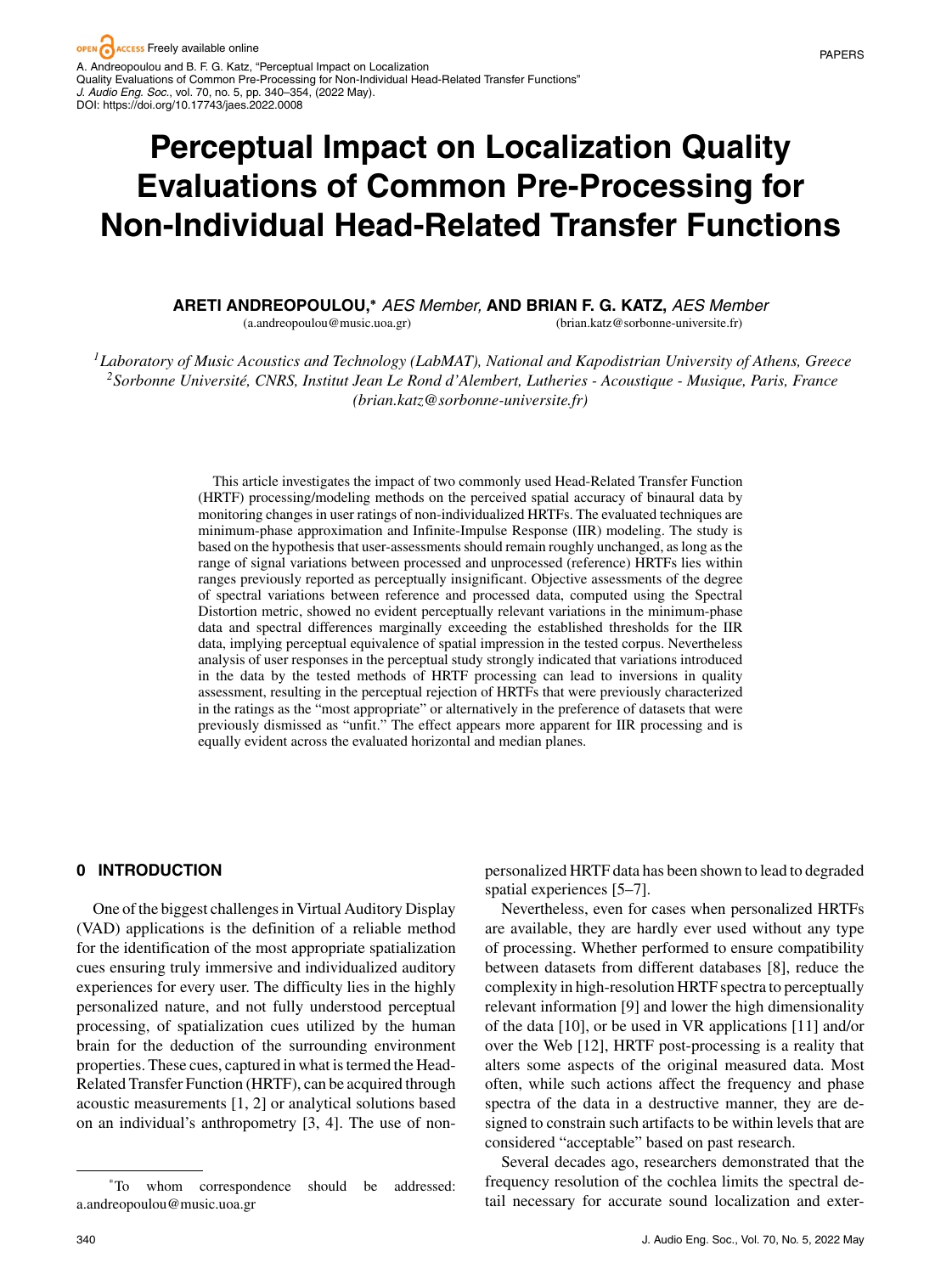# Perceptual Impact on Localization Quality Evaluations of Common Pre-Processing for Non-Individual Head-Related Transfer Functions

**ARETI ANDREOPOULOU,*** *AES Member,* **AND BRIAN F. G. KATZ,** *AES Member*

(a.andreopoulou@music.uoa.gr) (brian.katz@sorbonne-universite.fr)

*[1]Laboratory of Music Acoustics and Technology (LabMAT), National and Kapodistrian University of Athens, Greece*
*[2]Sorbonne Université, CNRS, Institut Jean Le Rond d'Alembert, Lutheries - Acoustique - Musique, Paris, France*
*(brian.katz@sorbonne-universite.fr)*

This article investigates the impact of two commonly used Head-Related Transfer Function (HRTF) processing/modeling methods on the perceived spatial accuracy of binaural data by monitoring changes in user ratings of non-individualized HRTFs. The evaluated techniques are minimum-phase approximation and Infinite-Impulse Response (IIR) modeling. The study is based on the hypothesis that user-assessments should remain roughly unchanged, as long as the range of signal variations between processed and unprocessed (reference) HRTFs lies within ranges previously reported as perceptually insignificant. Objective assessments of the degree of spectral variations between reference and processed data, computed using the Spectral Distortion metric, showed no evident perceptually relevant variations in the minimum-phase data and spectral differences marginally exceeding the established thresholds for the IIR data, implying perceptual equivalence of spatial impression in the tested corpus. Nevertheless analysis of user responses in the perceptual study strongly indicated that variations introduced in the data by the tested methods of HRTF processing can lead to inversions in quality assessment, resulting in the perceptual rejection of HRTFs that were previously characterized in the ratings as the "most appropriate" or alternatively in the preference of datasets that were previously dismissed as "unfit." The effect appears more apparent for IIR processing and is equally evident across the evaluated horizontal and median planes.

## 0 INTRODUCTION

One of the biggest challenges in Virtual Auditory Display (VAD) applications is the definition of a reliable method for the identification of the most appropriate spatialization cues ensuring truly immersive and individualized auditory experiences for every user. The difficulty lies in the highly personalized nature, and not fully understood perceptual processing, of spatialization cues utilized by the human brain for the deduction of the surrounding environment properties. These cues, captured in what is termed the Head-Related Transfer Function (HRTF), can be acquired through acoustic measurements [1, 2] or analytical solutions based on an individual's anthropometry [3, 4]. The use of non-personalized HRTF data has been shown to lead to degraded spatial experiences [5–7].

Nevertheless, even for cases when personalized HRTFs are available, they are hardly ever used without any type of processing. Whether performed to ensure compatibility between datasets from different databases [8], reduce the complexity in high-resolution HRTF spectra to perceptually relevant information [9] and lower the high dimensionality of the data [10], or be used in VR applications [11] and/or over the Web [12], HRTF post-processing is a reality that alters some aspects of the original measured data. Most often, while such actions affect the frequency and phase spectra of the data in a destructive manner, they are designed to constrain such artifacts to be within levels that are considered "acceptable" based on past research.

Several decades ago, researchers demonstrated that the frequency resolution of the cochlea limits the spectral detail necessary for accurate sound localization and exter-

*To whom correspondence should be addressed: a.andreopoulou@music.uoa.gr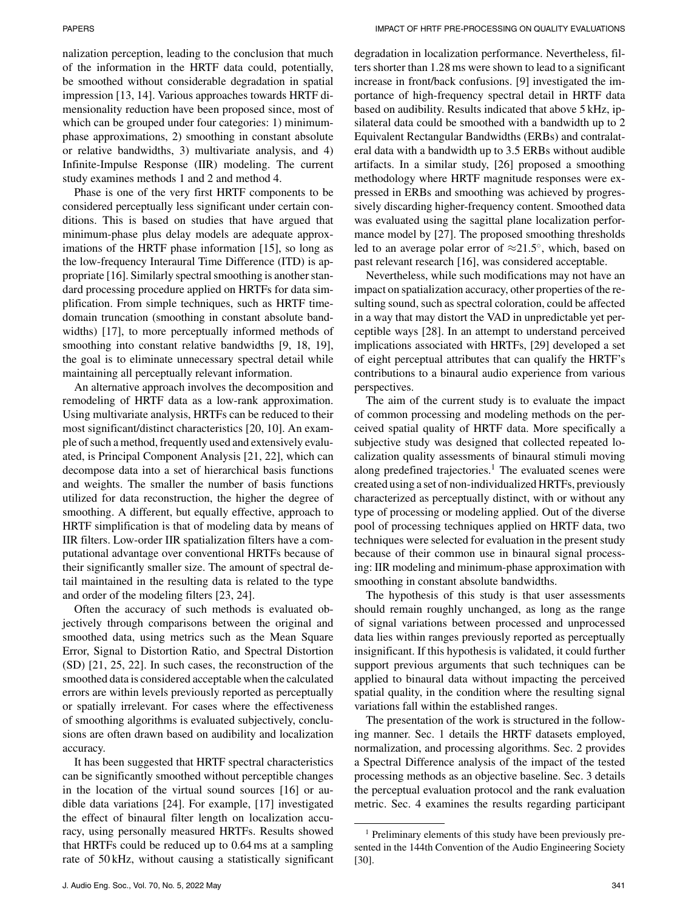nalization perception, leading to the conclusion that much of the information in the HRTF data could, potentially, be smoothed without considerable degradation in spatial impression [13, 14]. Various approaches towards HRTF dimensionality reduction have been proposed since, most of which can be grouped under four categories: 1) minimum-phase approximations, 2) smoothing in constant absolute or relative bandwidths, 3) multivariate analysis, and 4) Infinite-Impulse Response (IIR) modeling. The current study examines methods 1 and 2 and method 4.

Phase is one of the very first HRTF components to be considered perceptually less significant under certain conditions. This is based on studies that have argued that minimum-phase plus delay models are adequate approximations of the HRTF phase information [15], so long as the low-frequency Interaural Time Difference (ITD) is appropriate [16]. Similarly spectral smoothing is another standard processing procedure applied on HRTFs for data simplification. From simple techniques, such as HRTF time-domain truncation (smoothing in constant absolute bandwidths) [17], to more perceptually informed methods of smoothing into constant relative bandwidths [9, 18, 19], the goal is to eliminate unnecessary spectral detail while maintaining all perceptually relevant information.

An alternative approach involves the decomposition and remodeling of HRTF data as a low-rank approximation. Using multivariate analysis, HRTFs can be reduced to their most significant/distinct characteristics [20, 10]. An example of such a method, frequently used and extensively evaluated, is Principal Component Analysis [21, 22], which can decompose data into a set of hierarchical basis functions and weights. The smaller the number of basis functions utilized for data reconstruction, the higher the degree of smoothing. A different, but equally effective, approach to HRTF simplification is that of modeling data by means of IIR filters. Low-order IIR spatialization filters have a computational advantage over conventional HRTFs because of their significantly smaller size. The amount of spectral detail maintained in the resulting data is related to the type and order of the modeling filters [23, 24].

Often the accuracy of such methods is evaluated objectively through comparisons between the original and smoothed data, using metrics such as the Mean Square Error, Signal to Distortion Ratio, and Spectral Distortion (SD) [21, 25, 22]. In such cases, the reconstruction of the smoothed data is considered acceptable when the calculated errors are within levels previously reported as perceptually or spatially irrelevant. For cases where the effectiveness of smoothing algorithms is evaluated subjectively, conclusions are often drawn based on audibility and localization accuracy.

It has been suggested that HRTF spectral characteristics can be significantly smoothed without perceptible changes in the location of the virtual sound sources [16] or audible data variations [24]. For example, [17] investigated the effect of binaural filter length on localization accuracy, using personally measured HRTFs. Results showed that HRTFs could be reduced up to 0.64 ms at a sampling rate of 50 kHz, without causing a statistically significant degradation in localization performance. Nevertheless, filters shorter than 1.28 ms were shown to lead to a significant increase in front/back confusions. [9] investigated the importance of high-frequency spectral detail in HRTF data based on audibility. Results indicated that above 5 kHz, ipsilateral data could be smoothed with a bandwidth up to 2 Equivalent Rectangular Bandwidths (ERBs) and contralateral data with a bandwidth up to 3.5 ERBs without audible artifacts. In a similar study, [26] proposed a smoothing methodology where HRTF magnitude responses were expressed in ERBs and smoothing was achieved by progressively discarding higher-frequency content. Smoothed data was evaluated using the sagittal plane localization performance model by [27]. The proposed smoothing thresholds led to an average polar error of $\approx 21.5^{\circ}$, which, based on past relevant research [16], was considered acceptable.

Nevertheless, while such modifications may not have an impact on spatialization accuracy, other properties of the resulting sound, such as spectral coloration, could be affected in a way that may distort the VAD in unpredictable yet perceptible ways [28]. In an attempt to understand perceived implications associated with HRTFs, [29] developed a set of eight perceptual attributes that can qualify the HRTF's contributions to a binaural audio experience from various perspectives.

The aim of the current study is to evaluate the impact of common processing and modeling methods on the perceived spatial quality of HRTF data. More specifically a subjective study was designed that collected repeated localization quality assessments of binaural stimuli moving along predefined trajectories.[1] The evaluated scenes were created using a set of non-individualized HRTFs, previously characterized as perceptually distinct, with or without any type of processing or modeling applied. Out of the diverse pool of processing techniques applied on HRTF data, two techniques were selected for evaluation in the present study because of their common use in binaural signal processing: IIR modeling and minimum-phase approximation with smoothing in constant absolute bandwidths.

The hypothesis of this study is that user assessments should remain roughly unchanged, as long as the range of signal variations between processed and unprocessed data lies within ranges previously reported as perceptually insignificant. If this hypothesis is validated, it could further support previous arguments that such techniques can be applied to binaural data without impacting the perceived spatial quality, in the condition where the resulting signal variations fall within the established ranges.

The presentation of the work is structured in the following manner. Sec. 1 details the HRTF datasets employed, normalization, and processing algorithms. Sec. 2 provides a Spectral Difference analysis of the impact of the tested processing methods as an objective baseline. Sec. 3 details the perceptual evaluation protocol and the rank evaluation metric. Sec. 4 examines the results regarding participant

[1] Preliminary elements of this study have been previously presented in the 144th Convention of the Audio Engineering Society [30].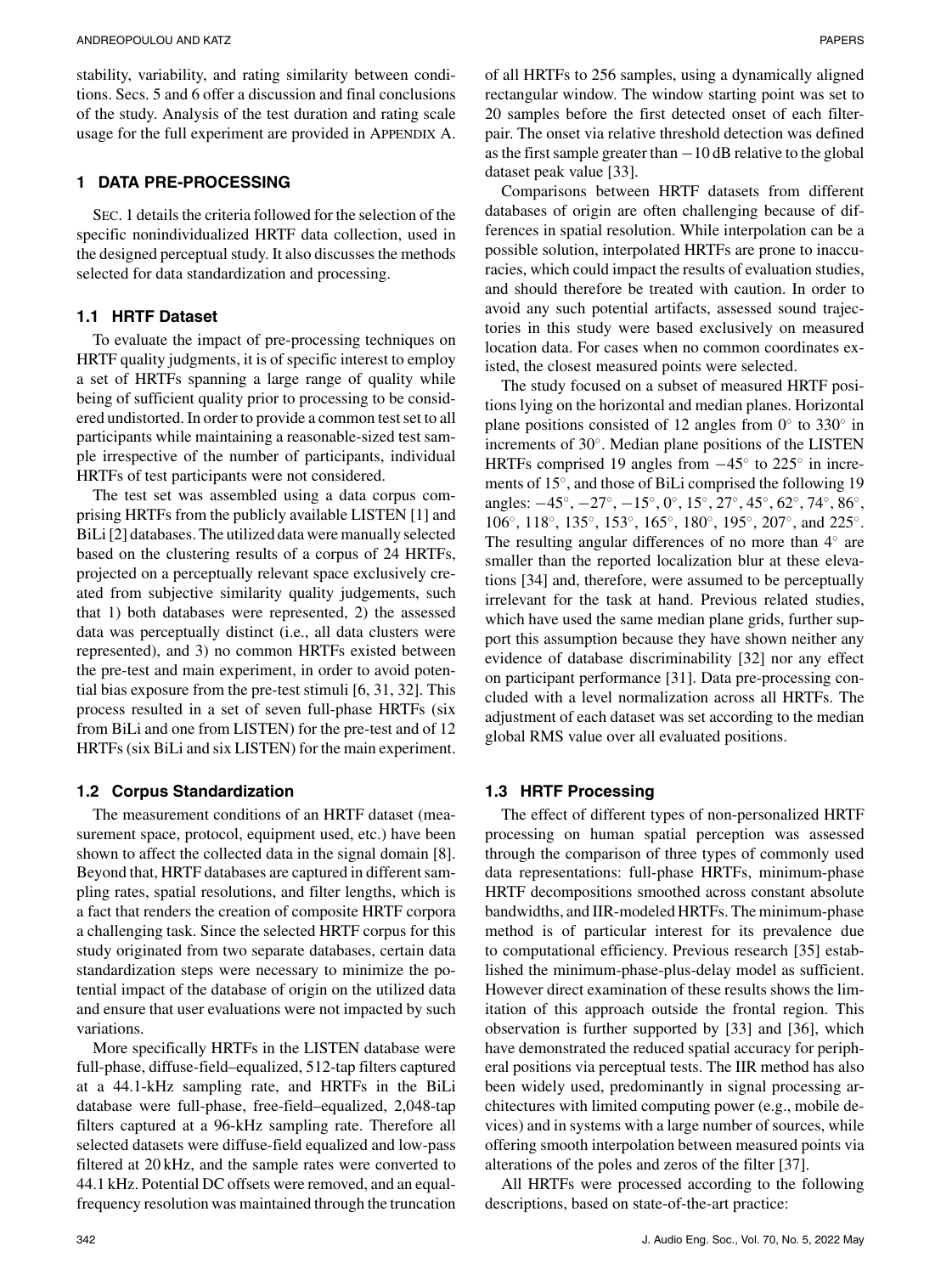stability, variability, and rating similarity between conditions. Secs. 5 and 6 offer a discussion and final conclusions of the study. Analysis of the test duration and rating scale usage for the full experiment are provided in Appendix A.

## 1 DATA PRE-PROCESSING

Sec. 1 details the criteria followed for the selection of the specific nonindividualized HRTF data collection, used in the designed perceptual study. It also discusses the methods selected for data standardization and processing.

### 1.1 HRTF Dataset

To evaluate the impact of pre-processing techniques on HRTF quality judgments, it is of specific interest to employ a set of HRTFs spanning a large range of quality while being of sufficient quality prior to processing to be considered undistorted. In order to provide a common test set to all participants while maintaining a reasonable-sized test sample irrespective of the number of participants, individual HRTFs of test participants were not considered.

The test set was assembled using a data corpus comprising HRTFs from the publicly available LISTEN [1] and BiLi [2] databases. The utilized data were manually selected based on the clustering results of a corpus of 24 HRTFs, projected on a perceptually relevant space exclusively created from subjective similarity quality judgements, such that 1) both databases were represented, 2) the assessed data was perceptually distinct (i.e., all data clusters were represented), and 3) no common HRTFs existed between the pre-test and main experiment, in order to avoid potential bias exposure from the pre-test stimuli [6, 31, 32]. This process resulted in a set of seven full-phase HRTFs (six from BiLi and one from LISTEN) for the pre-test and of 12 HRTFs (six BiLi and six LISTEN) for the main experiment.

### 1.2 Corpus Standardization

The measurement conditions of an HRTF dataset (measurement space, protocol, equipment used, etc.) have been shown to affect the collected data in the signal domain [8]. Beyond that, HRTF databases are captured in different sampling rates, spatial resolutions, and filter lengths, which is a fact that renders the creation of composite HRTF corpora a challenging task. Since the selected HRTF corpus for this study originated from two separate databases, certain data standardization steps were necessary to minimize the potential impact of the database of origin on the utilized data and ensure that user evaluations were not impacted by such variations.

More specifically HRTFs in the LISTEN database were full-phase, diffuse-field–equalized, 512-tap filters captured at a 44.1-kHz sampling rate, and HRTFs in the BiLi database were full-phase, free-field–equalized, 2,048-tap filters captured at a 96-kHz sampling rate. Therefore all selected datasets were diffuse-field equalized and low-pass filtered at 20 kHz, and the sample rates were converted to 44.1 kHz. Potential DC offsets were removed, and an equal-frequency resolution was maintained through the truncation of all HRTFs to 256 samples, using a dynamically aligned rectangular window. The window starting point was set to 20 samples before the first detected onset of each filter-pair. The onset via relative threshold detection was defined as the first sample greater than −10 dB relative to the global dataset peak value [33].

Comparisons between HRTF datasets from different databases of origin are often challenging because of differences in spatial resolution. While interpolation can be a possible solution, interpolated HRTFs are prone to inaccuracies, which could impact the results of evaluation studies, and should therefore be treated with caution. In order to avoid any such potential artifacts, assessed sound trajectories in this study were based exclusively on measured location data. For cases when no common coordinates existed, the closest measured points were selected.

The study focused on a subset of measured HRTF positions lying on the horizontal and median planes. Horizontal plane positions consisted of 12 angles from $0^\circ$ to $330^\circ$ in increments of $30^\circ$. Median plane positions of the LISTEN HRTFs comprised 19 angles from $-45^\circ$ to $225^\circ$ in increments of $15^\circ$, and those of BiLi comprised the following 19 angles: $-45^\circ$, $-27^\circ$, $-15^\circ$, $0^\circ$, $15^\circ$, $27^\circ$, $45^\circ$, $62^\circ$, $74^\circ$, $86^\circ$, $106^\circ$, $118^\circ$, $135^\circ$, $153^\circ$, $165^\circ$, $180^\circ$, $195^\circ$, $207^\circ$, and $225^\circ$. The resulting angular differences of no more than $4^\circ$ are smaller than the reported localization blur at these elevations [34] and, therefore, were assumed to be perceptually irrelevant for the task at hand. Previous related studies, which have used the same median plane grids, further support this assumption because they have shown neither any evidence of database discriminability [32] nor any effect on participant performance [31]. Data pre-processing concluded with a level normalization across all HRTFs. The adjustment of each dataset was set according to the median global RMS value over all evaluated positions.

### 1.3 HRTF Processing

The effect of different types of non-personalized HRTF processing on human spatial perception was assessed through the comparison of three types of commonly used data representations: full-phase HRTFs, minimum-phase HRTF decompositions smoothed across constant absolute bandwidths, and IIR-modeled HRTFs. The minimum-phase method is of particular interest for its prevalence due to computational efficiency. Previous research [35] established the minimum-phase-plus-delay model as sufficient. However direct examination of these results shows the limitation of this approach outside the frontal region. This observation is further supported by [33] and [36], which have demonstrated the reduced spatial accuracy for peripheral positions via perceptual tests. The IIR method has also been widely used, predominantly in signal processing architectures with limited computing power (e.g., mobile devices) and in systems with a large number of sources, while offering smooth interpolation between measured points via alterations of the poles and zeros of the filter [37].

All HRTFs were processed according to the following descriptions, based on state-of-the-art practice: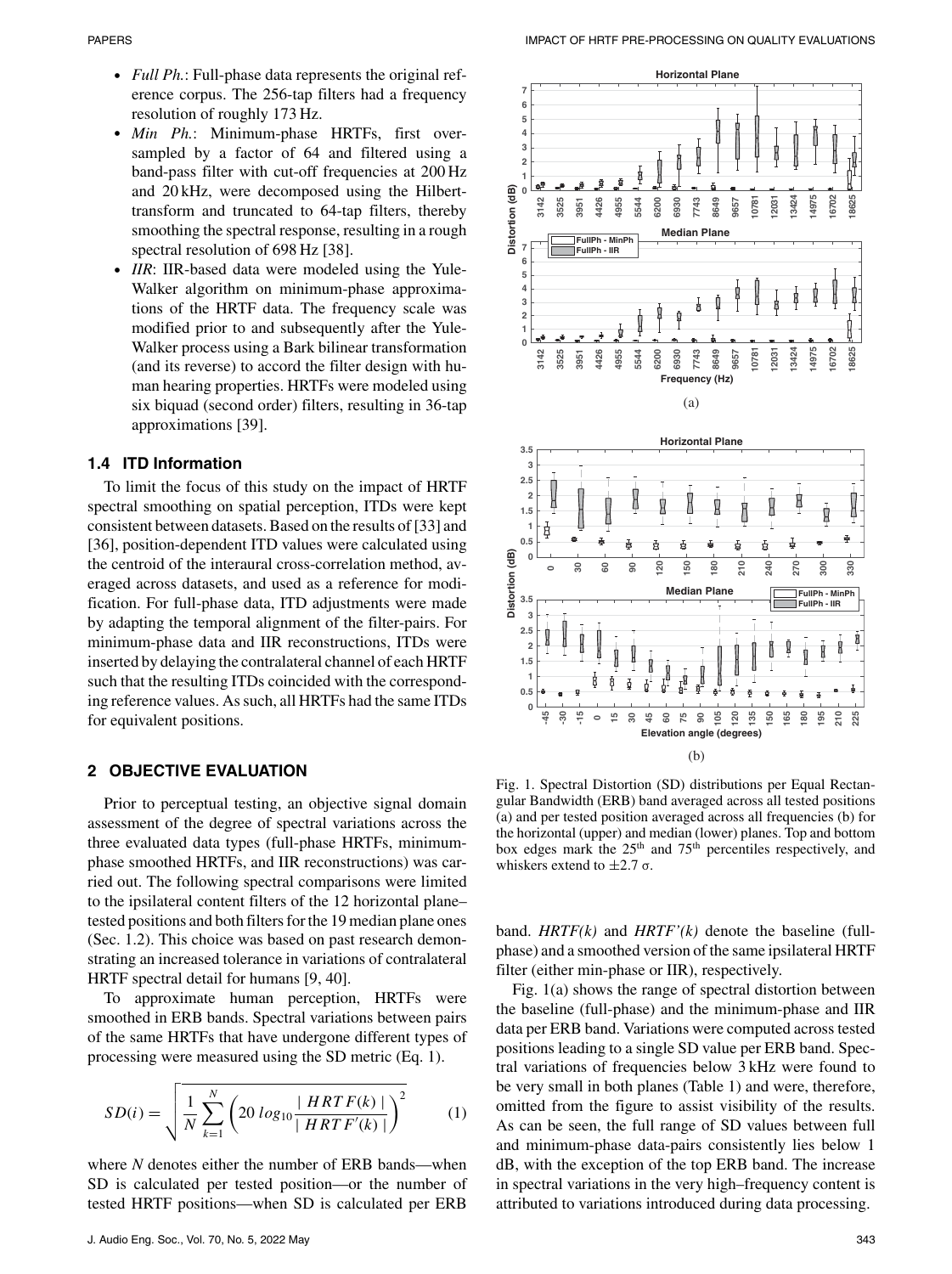- *Full Ph.*: Full-phase data represents the original reference corpus. The 256-tap filters had a frequency resolution of roughly 173 Hz.
- *Min Ph.*: Minimum-phase HRTFs, first oversampled by a factor of 64 and filtered using a band-pass filter with cut-off frequencies at 200 Hz and 20 kHz, were decomposed using the Hilbert-transform and truncated to 64-tap filters, thereby smoothing the spectral response, resulting in a rough spectral resolution of 698 Hz [38].
- *IIR*: IIR-based data were modeled using the Yule-Walker algorithm on minimum-phase approximations of the HRTF data. The frequency scale was modified prior to and subsequently after the Yule-Walker process using a Bark bilinear transformation (and its reverse) to accord the filter design with human hearing properties. HRTFs were modeled using six biquad (second order) filters, resulting in 36-tap approximations [39].

### 1.4 ITD Information

To limit the focus of this study on the impact of HRTF spectral smoothing on spatial perception, ITDs were kept consistent between datasets. Based on the results of [33] and [36], position-dependent ITD values were calculated using the centroid of the interaural cross-correlation method, averaged across datasets, and used as a reference for modification. For full-phase data, ITD adjustments were made by adapting the temporal alignment of the filter-pairs. For minimum-phase data and IIR reconstructions, ITDs were inserted by delaying the contralateral channel of each HRTF such that the resulting ITDs coincided with the corresponding reference values. As such, all HRTFs had the same ITDs for equivalent positions.

## 2 OBJECTIVE EVALUATION

Prior to perceptual testing, an objective signal domain assessment of the degree of spectral variations across the three evaluated data types (full-phase HRTFs, minimum-phase smoothed HRTFs, and IIR reconstructions) was carried out. The following spectral comparisons were limited to the ipsilateral content filters of the 12 horizontal plane–tested positions and both filters for the 19 median plane ones (Sec. 1.2). This choice was based on past research demonstrating an increased tolerance in variations of contralateral HRTF spectral detail for humans [9, 40].

To approximate human perception, HRTFs were smoothed in ERB bands. Spectral variations between pairs of the same HRTFs that have undergone different types of processing were measured using the SD metric (Eq. 1).

$$SD(i) = \sqrt{\frac{1}{N} \sum_{k=1}^{N} \left( 20 \, log_{10} \frac{| \, HRTF(k) \, |}{| \, HRTF'(k) \, |} \right)^2} \quad (1)$$

where $N$ denotes either the number of ERB bands—when SD is calculated per tested position—or the number of tested HRTF positions—when SD is calculated per ERB band. *HRTF(k)* and *HRTF'(k)* denote the baseline (full-phase) and a smoothed version of the same ipsilateral HRTF filter (either min-phase or IIR), respectively.

Fig. 1(a) shows the range of spectral distortion between the baseline (full-phase) and the minimum-phase and IIR data per ERB band. Variations were computed across tested positions leading to a single SD value per ERB band. Spectral variations of frequencies below 3 kHz were found to be very small in both planes (Table 1) and were, therefore, omitted from the figure to assist visibility of the results. As can be seen, the full range of SD values between full and minimum-phase data-pairs consistently lies below 1 dB, with the exception of the top ERB band. The increase in spectral variations in the very high–frequency content is attributed to variations introduced during data processing.

Fig. 1. Spectral Distortion (SD) distributions per Equal Rectangular Bandwidth (ERB) band averaged across all tested positions (a) and per tested position averaged across all frequencies (b) for the horizontal (upper) and median (lower) planes. Top and bottom box edges mark the 25th and 75th percentiles respectively, and whiskers extend to $\pm 2.7\ \sigma$.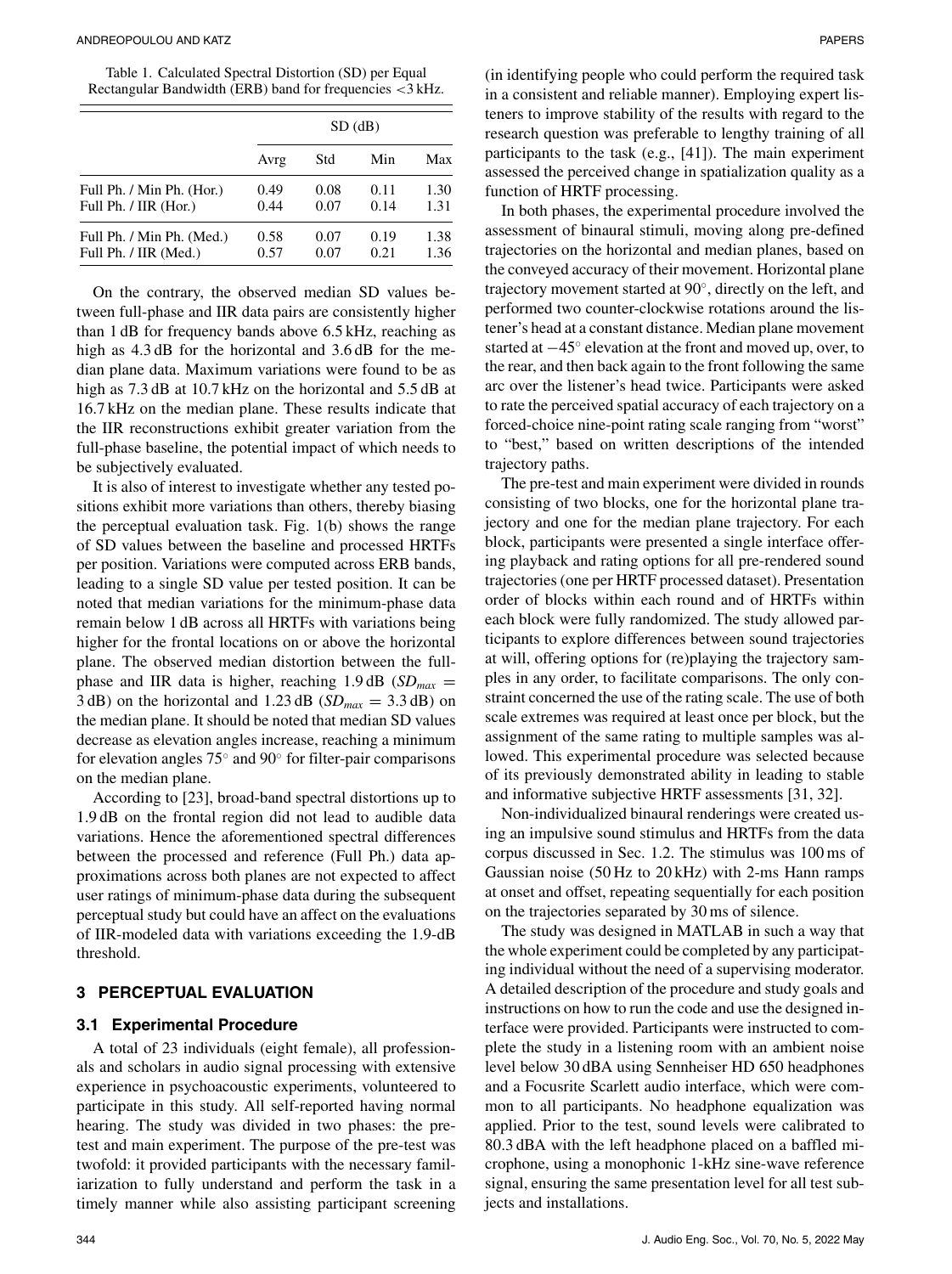Table 1. Calculated Spectral Distortion (SD) per Equal Rectangular Bandwidth (ERB) band for frequencies <3 kHz.

| | SD (dB) | | | |
|---|---|---|---|---|
| | Avrg | Std | Min | Max |
| Full Ph. / Min Ph. (Hor.) | 0.49 | 0.08 | 0.11 | 1.30 |
| Full Ph. / IIR (Hor.) | 0.44 | 0.07 | 0.14 | 1.31 |
| Full Ph. / Min Ph. (Med.) | 0.58 | 0.07 | 0.19 | 1.38 |
| Full Ph. / IIR (Med.) | 0.57 | 0.07 | 0.21 | 1.36 |

On the contrary, the observed median SD values between full-phase and IIR data pairs are consistently higher than 1 dB for frequency bands above 6.5 kHz, reaching as high as 4.3 dB for the horizontal and 3.6 dB for the median plane data. Maximum variations were found to be as high as 7.3 dB at 10.7 kHz on the horizontal and 5.5 dB at 16.7 kHz on the median plane. These results indicate that the IIR reconstructions exhibit greater variation from the full-phase baseline, the potential impact of which needs to be subjectively evaluated.

It is also of interest to investigate whether any tested positions exhibit more variations than others, thereby biasing the perceptual evaluation task. Fig. 1(b) shows the range of SD values between the baseline and processed HRTFs per position. Variations were computed across ERB bands, leading to a single SD value per tested position. It can be noted that median variations for the minimum-phase data remain below 1 dB across all HRTFs with variations being higher for the frontal locations on or above the horizontal plane. The observed median distortion between the full-phase and IIR data is higher, reaching 1.9 dB ($SD_{max}$ = 3 dB) on the horizontal and 1.23 dB ($SD_{max}$ = 3.3 dB) on the median plane. It should be noted that median SD values decrease as elevation angles increase, reaching a minimum for elevation angles 75° and 90° for filter-pair comparisons on the median plane.

According to [23], broad-band spectral distortions up to 1.9 dB on the frontal region did not lead to audible data variations. Hence the aforementioned spectral differences between the processed and reference (Full Ph.) data approximations across both planes are not expected to affect user ratings of minimum-phase data during the subsequent perceptual study but could have an affect on the evaluations of IIR-modeled data with variations exceeding the 1.9-dB threshold.

## 3 PERCEPTUAL EVALUATION

### 3.1 Experimental Procedure

A total of 23 individuals (eight female), all professionals and scholars in audio signal processing with extensive experience in psychoacoustic experiments, volunteered to participate in this study. All self-reported having normal hearing. The study was divided in two phases: the pre-test and main experiment. The purpose of the pre-test was twofold: it provided participants with the necessary familiarization to fully understand and perform the task in a timely manner while also assisting participant screening (in identifying people who could perform the required task in a consistent and reliable manner). Employing expert listeners to improve stability of the results with regard to the research question was preferable to lengthy training of all participants to the task (e.g., [41]). The main experiment assessed the perceived change in spatialization quality as a function of HRTF processing.

In both phases, the experimental procedure involved the assessment of binaural stimuli, moving along pre-defined trajectories on the horizontal and median planes, based on the conveyed accuracy of their movement. Horizontal plane trajectory movement started at 90°, directly on the left, and performed two counter-clockwise rotations around the listener's head at a constant distance. Median plane movement started at −45° elevation at the front and moved up, over, to the rear, and then back again to the front following the same arc over the listener's head twice. Participants were asked to rate the perceived spatial accuracy of each trajectory on a forced-choice nine-point rating scale ranging from "worst" to "best," based on written descriptions of the intended trajectory paths.

The pre-test and main experiment were divided in rounds consisting of two blocks, one for the horizontal plane trajectory and one for the median plane trajectory. For each block, participants were presented a single interface offering playback and rating options for all pre-rendered sound trajectories (one per HRTF processed dataset). Presentation order of blocks within each round and of HRTFs within each block were fully randomized. The study allowed participants to explore differences between sound trajectories at will, offering options for (re)playing the trajectory samples in any order, to facilitate comparisons. The only constraint concerned the use of the rating scale. The use of both scale extremes was required at least once per block, but the assignment of the same rating to multiple samples was allowed. This experimental procedure was selected because of its previously demonstrated ability in leading to stable and informative subjective HRTF assessments [31, 32].

Non-individualized binaural renderings were created using an impulsive sound stimulus and HRTFs from the data corpus discussed in Sec. 1.2. The stimulus was 100 ms of Gaussian noise (50 Hz to 20 kHz) with 2-ms Hann ramps at onset and offset, repeating sequentially for each position on the trajectories separated by 30 ms of silence.

The study was designed in MATLAB in such a way that the whole experiment could be completed by any participating individual without the need of a supervising moderator. A detailed description of the procedure and study goals and instructions on how to run the code and use the designed interface were provided. Participants were instructed to complete the study in a listening room with an ambient noise level below 30 dBA using Sennheiser HD 650 headphones and a Focusrite Scarlett audio interface, which were common to all participants. No headphone equalization was applied. Prior to the test, sound levels were calibrated to 80.3 dBA with the left headphone placed on a baffled microphone, using a monophonic 1-kHz sine-wave reference signal, ensuring the same presentation level for all test subjects and installations.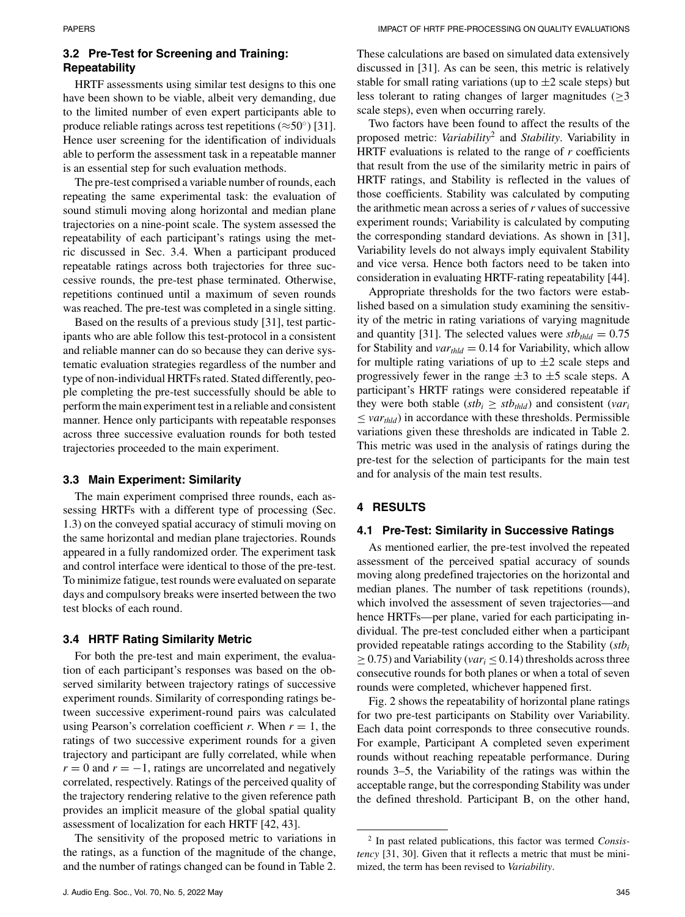### 3.2 Pre-Test for Screening and Training: Repeatability

HRTF assessments using similar test designs to this one have been shown to be viable, albeit very demanding, due to the limited number of even expert participants able to produce reliable ratings across test repetitions ($\approx 50^{\circ}$) [31]. Hence user screening for the identification of individuals able to perform the assessment task in a repeatable manner is an essential step for such evaluation methods.

The pre-test comprised a variable number of rounds, each repeating the same experimental task: the evaluation of sound stimuli moving along horizontal and median plane trajectories on a nine-point scale. The system assessed the repeatability of each participant's ratings using the metric discussed in Sec. 3.4. When a participant produced repeatable ratings across both trajectories for three successive rounds, the pre-test phase terminated. Otherwise, repetitions continued until a maximum of seven rounds was reached. The pre-test was completed in a single sitting.

Based on the results of a previous study [31], test participants who are able follow this test-protocol in a consistent and reliable manner can do so because they can derive systematic evaluation strategies regardless of the number and type of non-individual HRTFs rated. Stated differently, people completing the pre-test successfully should be able to perform the main experiment test in a reliable and consistent manner. Hence only participants with repeatable responses across three successive evaluation rounds for both tested trajectories proceeded to the main experiment.

### 3.3 Main Experiment: Similarity

The main experiment comprised three rounds, each assessing HRTFs with a different type of processing (Sec. 1.3) on the conveyed spatial accuracy of stimuli moving on the same horizontal and median plane trajectories. Rounds appeared in a fully randomized order. The experiment task and control interface were identical to those of the pre-test. To minimize fatigue, test rounds were evaluated on separate days and compulsory breaks were inserted between the two test blocks of each round.

### 3.4 HRTF Rating Similarity Metric

For both the pre-test and main experiment, the evaluation of each participant's responses was based on the observed similarity between trajectory ratings of successive experiment rounds. Similarity of corresponding ratings between successive experiment-round pairs was calculated using Pearson's correlation coefficient $r$. When $r = 1$, the ratings of two successive experiment rounds for a given trajectory and participant are fully correlated, while when $r = 0$ and $r = -1$, ratings are uncorrelated and negatively correlated, respectively. Ratings of the perceived quality of the trajectory rendering relative to the given reference path provides an implicit measure of the global spatial quality assessment of localization for each HRTF [42, 43].

The sensitivity of the proposed metric to variations in the ratings, as a function of the magnitude of the change, and the number of ratings changed can be found in Table 2. These calculations are based on simulated data extensively discussed in [31]. As can be seen, this metric is relatively stable for small rating variations (up to $\pm 2$ scale steps) but less tolerant to rating changes of larger magnitudes ($\geq 3$ scale steps), even when occurring rarely.

Two factors have been found to affect the results of the proposed metric: *Variability*[2] and *Stability*. Variability in HRTF evaluations is related to the range of $r$ coefficients that result from the use of the similarity metric in pairs of HRTF ratings, and Stability is reflected in the values of those coefficients. Stability was calculated by computing the arithmetic mean across a series of $r$ values of successive experiment rounds; Variability is calculated by computing the corresponding standard deviations. As shown in [31], Variability levels do not always imply equivalent Stability and vice versa. Hence both factors need to be taken into consideration in evaluating HRTF-rating repeatability [44].

Appropriate thresholds for the two factors were established based on a simulation study examining the sensitivity of the metric in rating variations of varying magnitude and quantity [31]. The selected values were $stb_{thld} = 0.75$ for Stability and $var_{thld} = 0.14$ for Variability, which allow for multiple rating variations of up to $\pm 2$ scale steps and progressively fewer in the range $\pm 3$ to $\pm 5$ scale steps. A participant's HRTF ratings were considered repeatable if they were both stable ($stb_i \geq stb_{thld}$) and consistent ($var_i \leq var_{thld}$) in accordance with these thresholds. Permissible variations given these thresholds are indicated in Table 2. This metric was used in the analysis of ratings during the pre-test for the selection of participants for the main test and for analysis of the main test results.

## 4 RESULTS

### 4.1 Pre-Test: Similarity in Successive Ratings

As mentioned earlier, the pre-test involved the repeated assessment of the perceived spatial accuracy of sounds moving along predefined trajectories on the horizontal and median planes. The number of task repetitions (rounds), which involved the assessment of seven trajectories—and hence HRTFs—per plane, varied for each participating individual. The pre-test concluded either when a participant provided repeatable ratings according to the Stability ($stb_i \geq 0.75$) and Variability ($var_i \leq 0.14$) thresholds across three consecutive rounds for both planes or when a total of seven rounds were completed, whichever happened first.

Fig. 2 shows the repeatability of horizontal plane ratings for two pre-test participants on Stability over Variability. Each data point corresponds to three consecutive rounds. For example, Participant A completed seven experiment rounds without reaching repeatable performance. During rounds 3–5, the Variability of the ratings was within the acceptable range, but the corresponding Stability was under the defined threshold. Participant B, on the other hand,

[2] In past related publications, this factor was termed *Consistency* [31, 30]. Given that it reflects a metric that must be minimized, the term has been revised to *Variability*.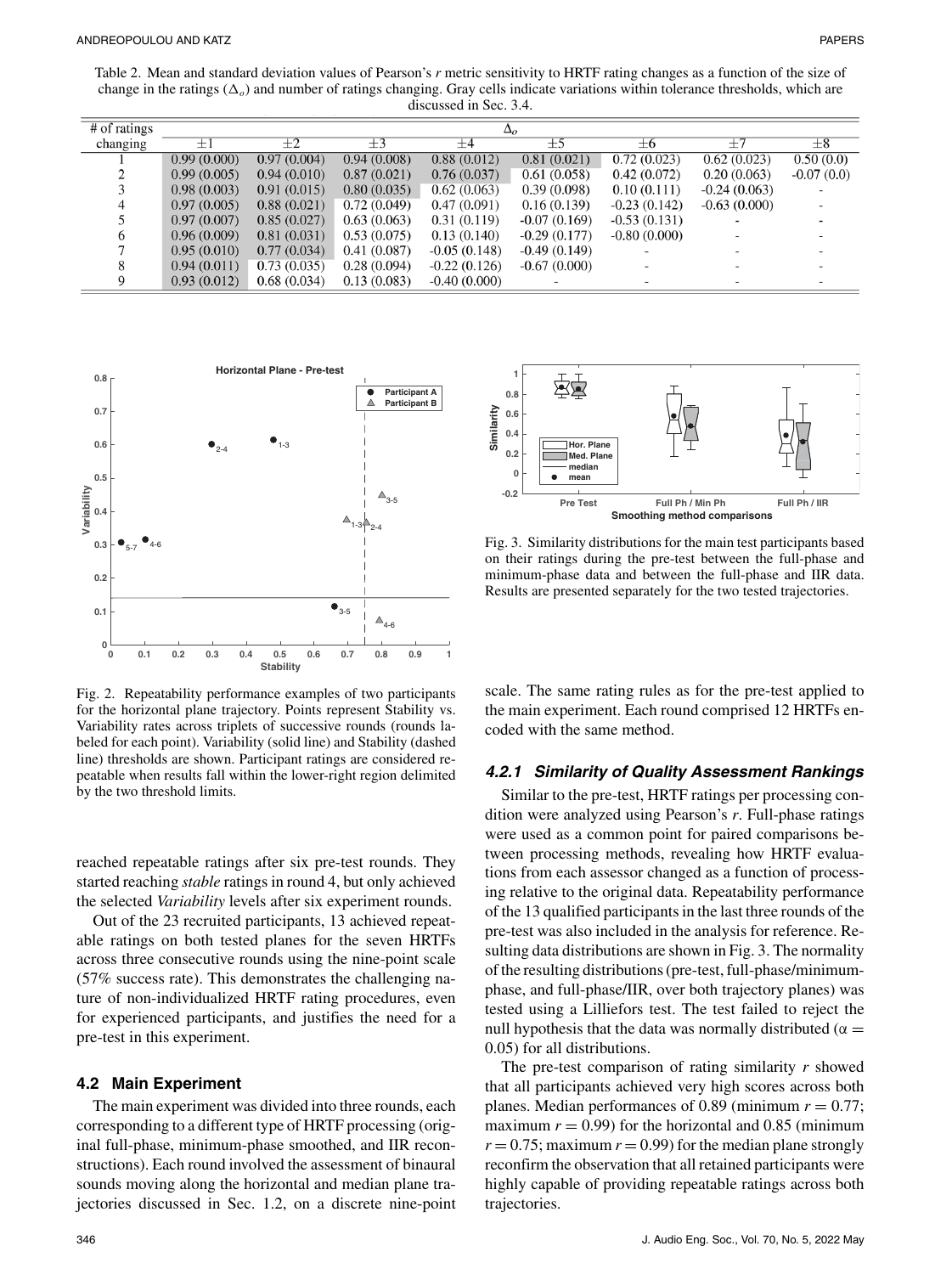Table 2. Mean and standard deviation values of Pearson's *r* metric sensitivity to HRTF rating changes as a function of the size of change in the ratings ($\Delta_o$) and number of ratings changing. Gray cells indicate variations within tolerance thresholds, which are discussed in Sec. 3.4.

| # of ratings changing | $\Delta_o$ | | | | | | | |
|---|---|---|---|---|---|---|---|---|
| | ±1 | ±2 | ±3 | ±4 | ±5 | ±6 | ±7 | ±8 |
| 1 | 0.99 (0.000) | 0.97 (0.004) | 0.94 (0.008) | 0.88 (0.012) | 0.81 (0.021) | 0.72 (0.023) | 0.62 (0.023) | 0.50 (0.0) |
| 2 | 0.99 (0.005) | 0.94 (0.010) | 0.87 (0.021) | 0.76 (0.037) | 0.61 (0.058) | 0.42 (0.072) | 0.20 (0.063) | -0.07 (0.0) |
| 3 | 0.98 (0.003) | 0.91 (0.015) | 0.80 (0.035) | 0.62 (0.063) | 0.39 (0.098) | 0.10 (0.111) | -0.24 (0.063) | - |
| 4 | 0.97 (0.005) | 0.88 (0.021) | 0.72 (0.049) | 0.47 (0.091) | 0.16 (0.139) | -0.23 (0.142) | -0.63 (0.000) | - |
| 5 | 0.97 (0.007) | 0.85 (0.027) | 0.63 (0.063) | 0.31 (0.119) | -0.07 (0.169) | -0.53 (0.131) | - | - |
| 6 | 0.96 (0.009) | 0.81 (0.031) | 0.53 (0.075) | 0.13 (0.140) | -0.29 (0.177) | -0.80 (0.000) | - | - |
| 7 | 0.95 (0.010) | 0.77 (0.034) | 0.41 (0.087) | -0.05 (0.148) | -0.49 (0.149) | - | - | - |
| 8 | 0.94 (0.011) | 0.73 (0.035) | 0.28 (0.094) | -0.22 (0.126) | -0.67 (0.000) | - | - | - |
| 9 | 0.93 (0.012) | 0.68 (0.034) | 0.13 (0.083) | -0.40 (0.000) | - | - | - | - |

Fig. 2. Repeatability performance examples of two participants for the horizontal plane trajectory. Points represent Stability vs. Variability rates across triplets of successive rounds (rounds labeled for each point). Variability (solid line) and Stability (dashed line) thresholds are shown. Participant ratings are considered repeatable when results fall within the lower-right region delimited by the two threshold limits.

reached repeatable ratings after six pre-test rounds. They started reaching *stable* ratings in round 4, but only achieved the selected *Variability* levels after six experiment rounds.

Out of the 23 recruited participants, 13 achieved repeatable ratings on both tested planes for the seven HRTFs across three consecutive rounds using the nine-point scale (57% success rate). This demonstrates the challenging nature of non-individualized HRTF rating procedures, even for experienced participants, and justifies the need for a pre-test in this experiment.

## 4.2 Main Experiment

The main experiment was divided into three rounds, each corresponding to a different type of HRTF processing (original full-phase, minimum-phase smoothed, and IIR reconstructions). Each round involved the assessment of binaural sounds moving along the horizontal and median plane trajectories discussed in Sec. 1.2, on a discrete nine-point scale. The same rating rules as for the pre-test applied to the main experiment. Each round comprised 12 HRTFs encoded with the same method.

Fig. 3. Similarity distributions for the main test participants based on their ratings during the pre-test between the full-phase and minimum-phase data and between the full-phase and IIR data. Results are presented separately for the two tested trajectories.

### 4.2.1 Similarity of Quality Assessment Rankings

Similar to the pre-test, HRTF ratings per processing condition were analyzed using Pearson's *r*. Full-phase ratings were used as a common point for paired comparisons between processing methods, revealing how HRTF evaluations from each assessor changed as a function of processing relative to the original data. Repeatability performance of the 13 qualified participants in the last three rounds of the pre-test was also included in the analysis for reference. Resulting data distributions are shown in Fig. 3. The normality of the resulting distributions (pre-test, full-phase/minimum-phase, and full-phase/IIR, over both trajectory planes) was tested using a Lilliefors test. The test failed to reject the null hypothesis that the data was normally distributed ($\alpha = 0.05$) for all distributions.

The pre-test comparison of rating similarity *r* showed that all participants achieved very high scores across both planes. Median performances of 0.89 (minimum $r = 0.77$; maximum $r = 0.99$) for the horizontal and 0.85 (minimum $r = 0.75$; maximum $r = 0.99$) for the median plane strongly reconfirm the observation that all retained participants were highly capable of providing repeatable ratings across both trajectories.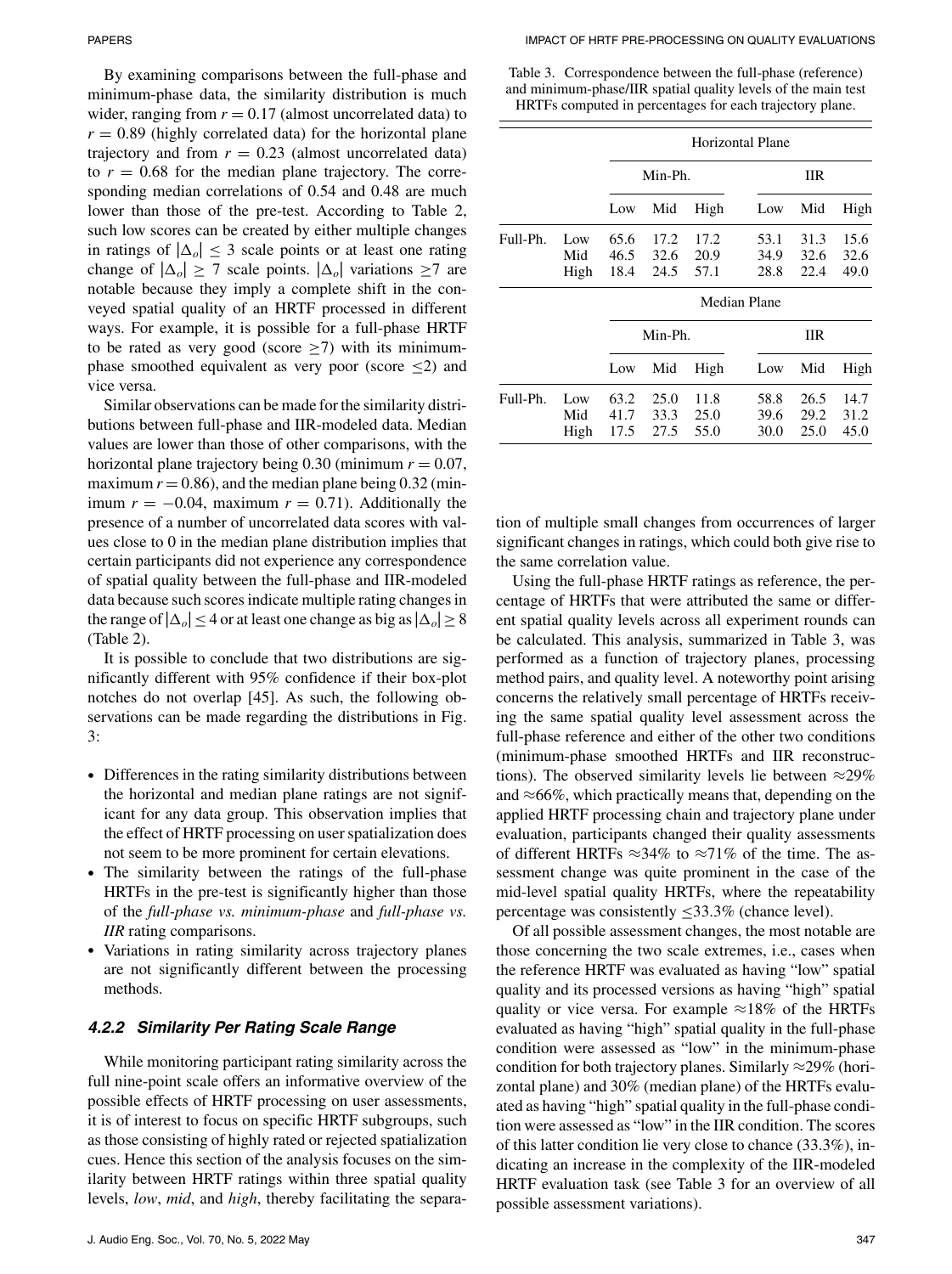By examining comparisons between the full-phase and minimum-phase data, the similarity distribution is much wider, ranging from $r = 0.17$ (almost uncorrelated data) to $r = 0.89$ (highly correlated data) for the horizontal plane trajectory and from $r = 0.23$ (almost uncorrelated data) to $r = 0.68$ for the median plane trajectory. The corresponding median correlations of 0.54 and 0.48 are much lower than those of the pre-test. According to Table 2, such low scores can be created by either multiple changes in ratings of $|\Delta_o| \leq 3$ scale points or at least one rating change of $|\Delta_o| \geq 7$ scale points. $|\Delta_o|$ variations $\geq$7 are notable because they imply a complete shift in the conveyed spatial quality of an HRTF processed in different ways. For example, it is possible for a full-phase HRTF to be rated as very good (score $\geq$7) with its minimum-phase smoothed equivalent as very poor (score $\leq$2) and vice versa.

Similar observations can be made for the similarity distributions between full-phase and IIR-modeled data. Median values are lower than those of other comparisons, with the horizontal plane trajectory being 0.30 (minimum $r = 0.07$, maximum $r = 0.86$), and the median plane being 0.32 (minimum $r = -0.04$, maximum $r = 0.71$). Additionally the presence of a number of uncorrelated data scores with values close to 0 in the median plane distribution implies that certain participants did not experience any correspondence of spatial quality between the full-phase and IIR-modeled data because such scores indicate multiple rating changes in the range of $|\Delta_o| \leq 4$ or at least one change as big as $|\Delta_o| \geq 8$ (Table 2).

It is possible to conclude that two distributions are significantly different with 95% confidence if their box-plot notches do not overlap [45]. As such, the following observations can be made regarding the distributions in Fig. 3:

- Differences in the rating similarity distributions between the horizontal and median plane ratings are not significant for any data group. This observation implies that the effect of HRTF processing on user spatialization does not seem to be more prominent for certain elevations.
- The similarity between the ratings of the full-phase HRTFs in the pre-test is significantly higher than those of the *full-phase vs. minimum-phase* and *full-phase vs. IIR* rating comparisons.
- Variations in rating similarity across trajectory planes are not significantly different between the processing methods.

#### *4.2.2 Similarity Per Rating Scale Range*

While monitoring participant rating similarity across the full nine-point scale offers an informative overview of the possible effects of HRTF processing on user assessments, it is of interest to focus on specific HRTF subgroups, such as those consisting of highly rated or rejected spatialization cues. Hence this section of the analysis focuses on the similarity between HRTF ratings within three spatial quality levels, *low*, *mid*, and *high*, thereby facilitating the separation of multiple small changes from occurrences of larger significant changes in ratings, which could both give rise to the same correlation value.

Table 3. Correspondence between the full-phase (reference) and minimum-phase/IIR spatial quality levels of the main test HRTFs computed in percentages for each trajectory plane.

| | | Horizontal Plane | | | | | |
|---|---|---|---|---|---|---|---|
| | | Min-Ph. | | | IIR | | |
| | | Low | Mid | High | Low | Mid | High |
| Full-Ph. | Low | 65.6 | 17.2 | 17.2 | 53.1 | 31.3 | 15.6 |
| | Mid | 46.5 | 32.6 | 20.9 | 34.9 | 32.6 | 32.6 |
| | High | 18.4 | 24.5 | 57.1 | 28.8 | 22.4 | 49.0 |
| | | **Median Plane** | | | | | |
| | | Min-Ph. | | | IIR | | |
| | | Low | Mid | High | Low | Mid | High |
| Full-Ph. | Low | 63.2 | 25.0 | 11.8 | 58.8 | 26.5 | 14.7 |
| | Mid | 41.7 | 33.3 | 25.0 | 39.6 | 29.2 | 31.2 |
| | High | 17.5 | 27.5 | 55.0 | 30.0 | 25.0 | 45.0 |

Using the full-phase HRTF ratings as reference, the percentage of HRTFs that were attributed the same or different spatial quality levels across all experiment rounds can be calculated. This analysis, summarized in Table 3, was performed as a function of trajectory planes, processing method pairs, and quality level. A noteworthy point arising concerns the relatively small percentage of HRTFs receiving the same spatial quality level assessment across the full-phase reference and either of the other two conditions (minimum-phase smoothed HRTFs and IIR reconstructions). The observed similarity levels lie between ≈29% and ≈66%, which practically means that, depending on the applied HRTF processing chain and trajectory plane under evaluation, participants changed their quality assessments of different HRTFs ≈34% to ≈71% of the time. The assessment change was quite prominent in the case of the mid-level spatial quality HRTFs, where the repeatability percentage was consistently $\leq$33.3% (chance level).

Of all possible assessment changes, the most notable are those concerning the two scale extremes, i.e., cases when the reference HRTF was evaluated as having "low" spatial quality and its processed versions as having "high" spatial quality or vice versa. For example ≈18% of the HRTFs evaluated as having "high" spatial quality in the full-phase condition were assessed as "low" in the minimum-phase condition for both trajectory planes. Similarly ≈29% (horizontal plane) and 30% (median plane) of the HRTFs evaluated as having "high" spatial quality in the full-phase condition were assessed as "low" in the IIR condition. The scores of this latter condition lie very close to chance (33.3%), indicating an increase in the complexity of the IIR-modeled HRTF evaluation task (see Table 3 for an overview of all possible assessment variations).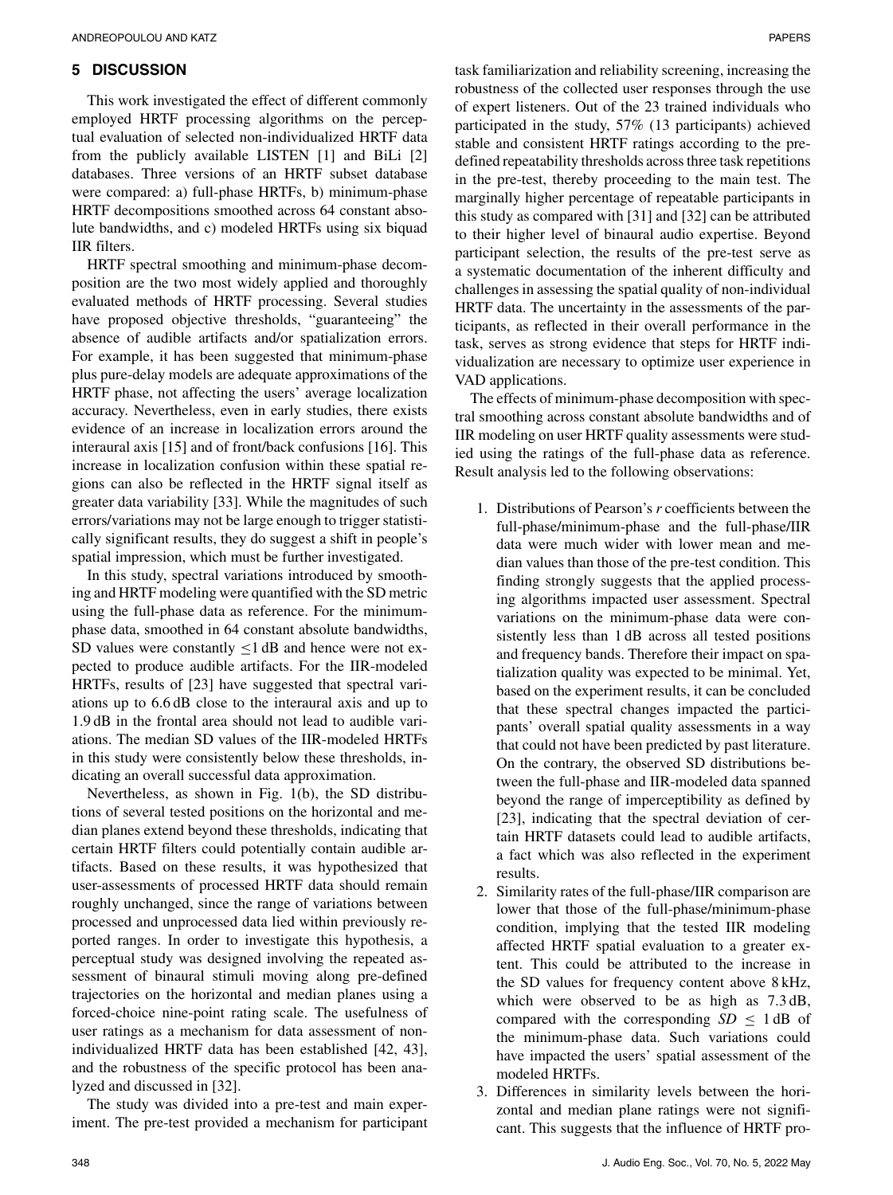## 5 DISCUSSION

This work investigated the effect of different commonly employed HRTF processing algorithms on the perceptual evaluation of selected non-individualized HRTF data from the publicly available LISTEN [1] and BiLi [2] databases. Three versions of an HRTF subset database were compared: a) full-phase HRTFs, b) minimum-phase HRTF decompositions smoothed across 64 constant absolute bandwidths, and c) modeled HRTFs using six biquad IIR filters.

HRTF spectral smoothing and minimum-phase decomposition are the two most widely applied and thoroughly evaluated methods of HRTF processing. Several studies have proposed objective thresholds, "guaranteeing" the absence of audible artifacts and/or spatialization errors. For example, it has been suggested that minimum-phase plus pure-delay models are adequate approximations of the HRTF phase, not affecting the users' average localization accuracy. Nevertheless, even in early studies, there exists evidence of an increase in localization errors around the interaural axis [15] and of front/back confusions [16]. This increase in localization confusion within these spatial regions can also be reflected in the HRTF signal itself as greater data variability [33]. While the magnitudes of such errors/variations may not be large enough to trigger statistically significant results, they do suggest a shift in people's spatial impression, which must be further investigated.

In this study, spectral variations introduced by smoothing and HRTF modeling were quantified with the SD metric using the full-phase data as reference. For the minimum-phase data, smoothed in 64 constant absolute bandwidths, SD values were constantly $\leq$1 dB and hence were not expected to produce audible artifacts. For the IIR-modeled HRTFs, results of [23] have suggested that spectral variations up to 6.6 dB close to the interaural axis and up to 1.9 dB in the frontal area should not lead to audible variations. The median SD values of the IIR-modeled HRTFs in this study were consistently below these thresholds, indicating an overall successful data approximation.

Nevertheless, as shown in Fig. 1(b), the SD distributions of several tested positions on the horizontal and median planes extend beyond these thresholds, indicating that certain HRTF filters could potentially contain audible artifacts. Based on these results, it was hypothesized that user-assessments of processed HRTF data should remain roughly unchanged, since the range of variations between processed and unprocessed data lied within previously reported ranges. In order to investigate this hypothesis, a perceptual study was designed involving the repeated assessment of binaural stimuli moving along pre-defined trajectories on the horizontal and median planes using a forced-choice nine-point rating scale. The usefulness of user ratings as a mechanism for data assessment of non-individualized HRTF data has been established [42, 43], and the robustness of the specific protocol has been analyzed and discussed in [32].

The study was divided into a pre-test and main experiment. The pre-test provided a mechanism for participant task familiarization and reliability screening, increasing the robustness of the collected user responses through the use of expert listeners. Out of the 23 trained individuals who participated in the study, 57% (13 participants) achieved stable and consistent HRTF ratings according to the pre-defined repeatability thresholds across three task repetitions in the pre-test, thereby proceeding to the main test. The marginally higher percentage of repeatable participants in this study as compared with [31] and [32] can be attributed to their higher level of binaural audio expertise. Beyond participant selection, the results of the pre-test serve as a systematic documentation of the inherent difficulty and challenges in assessing the spatial quality of non-individual HRTF data. The uncertainty in the assessments of the participants, as reflected in their overall performance in the task, serves as strong evidence that steps for HRTF individualization are necessary to optimize user experience in VAD applications.

The effects of minimum-phase decomposition with spectral smoothing across constant absolute bandwidths and of IIR modeling on user HRTF quality assessments were studied using the ratings of the full-phase data as reference. Result analysis led to the following observations:

1. Distributions of Pearson's *r* coefficients between the full-phase/minimum-phase and the full-phase/IIR data were much wider with lower mean and median values than those of the pre-test condition. This finding strongly suggests that the applied processing algorithms impacted user assessment. Spectral variations on the minimum-phase data were consistently less than 1 dB across all tested positions and frequency bands. Therefore their impact on spatialization quality was expected to be minimal. Yet, based on the experiment results, it can be concluded that these spectral changes impacted the participants' overall spatial quality assessments in a way that could not have been predicted by past literature. On the contrary, the observed SD distributions between the full-phase and IIR-modeled data spanned beyond the range of imperceptibility as defined by [23], indicating that the spectral deviation of certain HRTF datasets could lead to audible artifacts, a fact which was also reflected in the experiment results.
2. Similarity rates of the full-phase/IIR comparison are lower that those of the full-phase/minimum-phase condition, implying that the tested IIR modeling affected HRTF spatial evaluation to a greater extent. This could be attributed to the increase in the SD values for frequency content above 8 kHz, which were observed to be as high as 7.3 dB, compared with the corresponding $SD \leq 1$ dB of the minimum-phase data. Such variations could have impacted the users' spatial assessment of the modeled HRTFs.
3. Differences in similarity levels between the horizontal and median plane ratings were not significant. This suggests that the influence of HRTF pro-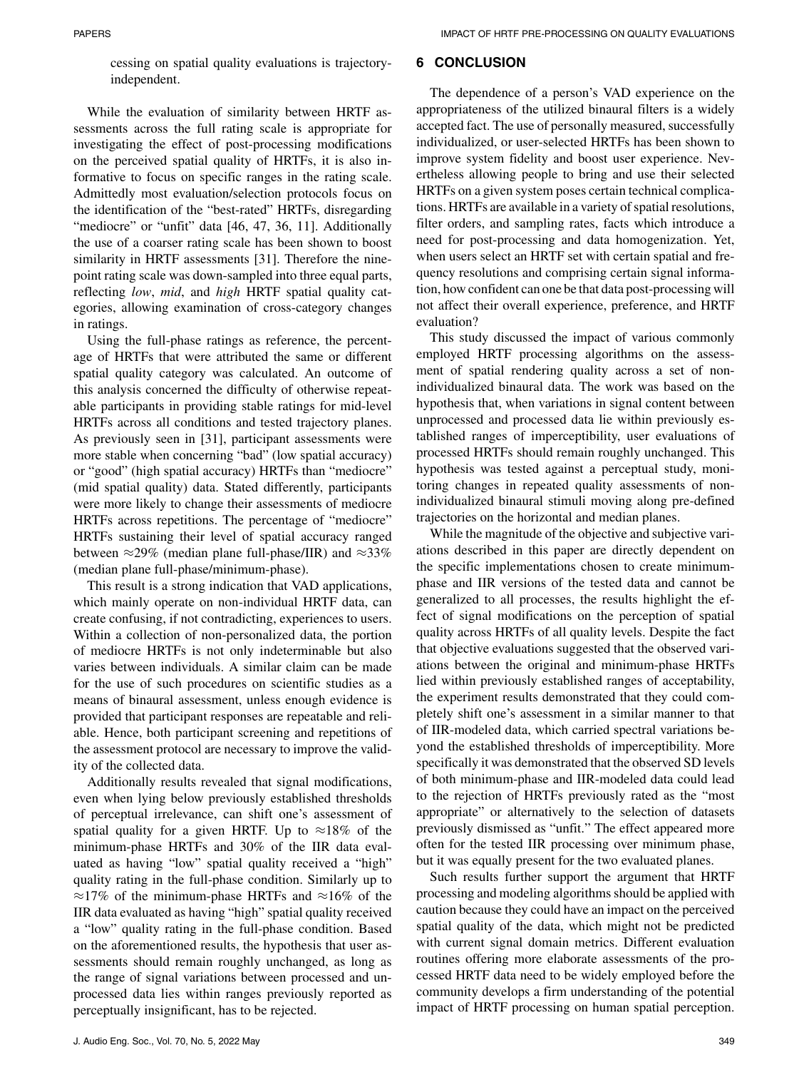cessing on spatial quality evaluations is trajectory-independent.

While the evaluation of similarity between HRTF assessments across the full rating scale is appropriate for investigating the effect of post-processing modifications on the perceived spatial quality of HRTFs, it is also informative to focus on specific ranges in the rating scale. Admittedly most evaluation/selection protocols focus on the identification of the "best-rated" HRTFs, disregarding "mediocre" or "unfit" data [46, 47, 36, 11]. Additionally the use of a coarser rating scale has been shown to boost similarity in HRTF assessments [31]. Therefore the nine-point rating scale was down-sampled into three equal parts, reflecting *low*, *mid*, and *high* HRTF spatial quality categories, allowing examination of cross-category changes in ratings.

Using the full-phase ratings as reference, the percentage of HRTFs that were attributed the same or different spatial quality category was calculated. An outcome of this analysis concerned the difficulty of otherwise repeatable participants in providing stable ratings for mid-level HRTFs across all conditions and tested trajectory planes. As previously seen in [31], participant assessments were more stable when concerning "bad" (low spatial accuracy) or "good" (high spatial accuracy) HRTFs than "mediocre" (mid spatial quality) data. Stated differently, participants were more likely to change their assessments of mediocre HRTFs across repetitions. The percentage of "mediocre" HRTFs sustaining their level of spatial accuracy ranged between $\approx$29% (median plane full-phase/IIR) and $\approx$33% (median plane full-phase/minimum-phase).

This result is a strong indication that VAD applications, which mainly operate on non-individual HRTF data, can create confusing, if not contradicting, experiences to users. Within a collection of non-personalized data, the portion of mediocre HRTFs is not only indeterminable but also varies between individuals. A similar claim can be made for the use of such procedures on scientific studies as a means of binaural assessment, unless enough evidence is provided that participant responses are repeatable and reliable. Hence, both participant screening and repetitions of the assessment protocol are necessary to improve the validity of the collected data.

Additionally results revealed that signal modifications, even when lying below previously established thresholds of perceptual irrelevance, can shift one's assessment of spatial quality for a given HRTF. Up to $\approx$18% of the minimum-phase HRTFs and 30% of the IIR data evaluated as having "low" spatial quality received a "high" quality rating in the full-phase condition. Similarly up to $\approx$17% of the minimum-phase HRTFs and $\approx$16% of the IIR data evaluated as having "high" spatial quality received a "low" quality rating in the full-phase condition. Based on the aforementioned results, the hypothesis that user assessments should remain roughly unchanged, as long as the range of signal variations between processed and unprocessed data lies within ranges previously reported as perceptually insignificant, has to be rejected.

## 6 CONCLUSION

The dependence of a person's VAD experience on the appropriateness of the utilized binaural filters is a widely accepted fact. The use of personally measured, successfully individualized, or user-selected HRTFs has been shown to improve system fidelity and boost user experience. Nevertheless allowing people to bring and use their selected HRTFs on a given system poses certain technical complications. HRTFs are available in a variety of spatial resolutions, filter orders, and sampling rates, facts which introduce a need for post-processing and data homogenization. Yet, when users select an HRTF set with certain spatial and frequency resolutions and comprising certain signal information, how confident can one be that data post-processing will not affect their overall experience, preference, and HRTF evaluation?

This study discussed the impact of various commonly employed HRTF processing algorithms on the assessment of spatial rendering quality across a set of non-individualized binaural data. The work was based on the hypothesis that, when variations in signal content between unprocessed and processed data lie within previously established ranges of imperceptibility, user evaluations of processed HRTFs should remain roughly unchanged. This hypothesis was tested against a perceptual study, monitoring changes in repeated quality assessments of non-individualized binaural stimuli moving along pre-defined trajectories on the horizontal and median planes.

While the magnitude of the objective and subjective variations described in this paper are directly dependent on the specific implementations chosen to create minimum-phase and IIR versions of the tested data and cannot be generalized to all processes, the results highlight the effect of signal modifications on the perception of spatial quality across HRTFs of all quality levels. Despite the fact that objective evaluations suggested that the observed variations between the original and minimum-phase HRTFs lied within previously established ranges of acceptability, the experiment results demonstrated that they could completely shift one's assessment in a similar manner to that of IIR-modeled data, which carried spectral variations beyond the established thresholds of imperceptibility. More specifically it was demonstrated that the observed SD levels of both minimum-phase and IIR-modeled data could lead to the rejection of HRTFs previously rated as the "most appropriate" or alternatively to the selection of datasets previously dismissed as "unfit." The effect appeared more often for the tested IIR processing over minimum phase, but it was equally present for the two evaluated planes.

Such results further support the argument that HRTF processing and modeling algorithms should be applied with caution because they could have an impact on the perceived spatial quality of the data, which might not be predicted with current signal domain metrics. Different evaluation routines offering more elaborate assessments of the processed HRTF data need to be widely employed before the community develops a firm understanding of the potential impact of HRTF processing on human spatial perception.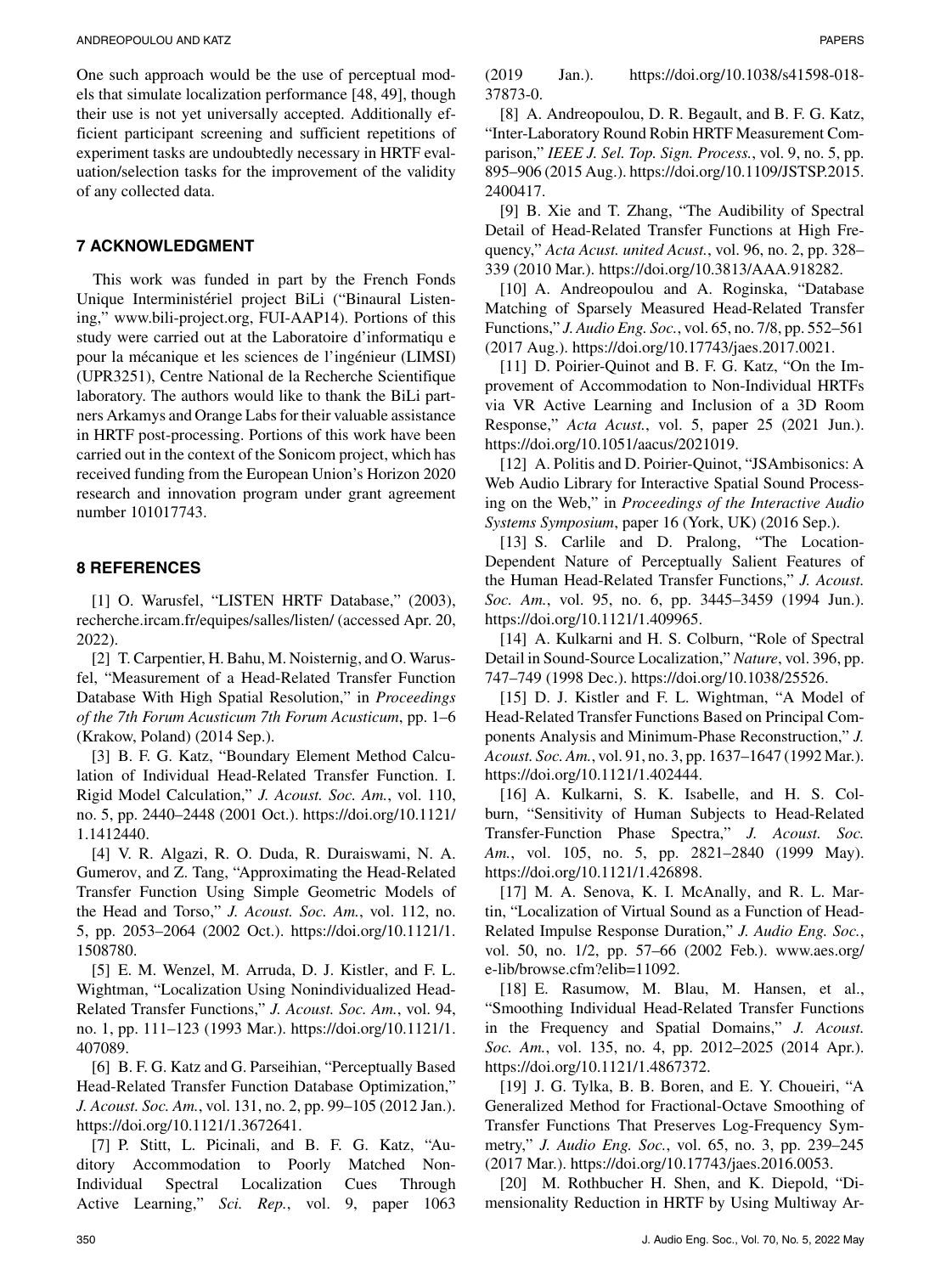One such approach would be the use of perceptual models that simulate localization performance [48, 49], though their use is not yet universally accepted. Additionally efficient participant screening and sufficient repetitions of experiment tasks are undoubtedly necessary in HRTF evaluation/selection tasks for the improvement of the validity of any collected data.

## 7 ACKNOWLEDGMENT

This work was funded in part by the French Fonds Unique Interministériel project BiLi ("Binaural Listening," www.bili-project.org, FUI-AAP14). Portions of this study were carried out at the Laboratoire d'informatiqu e pour la mécanique et les sciences de l'ingénieur (LIMSI) (UPR3251), Centre National de la Recherche Scientifique laboratory. The authors would like to thank the BiLi partners Arkamys and Orange Labs for their valuable assistance in HRTF post-processing. Portions of this work have been carried out in the context of the Sonicom project, which has received funding from the European Union's Horizon 2020 research and innovation program under grant agreement number 101017743.

## 8 REFERENCES

[1] O. Warusfel, "LISTEN HRTF Database," (2003), recherche.ircam.fr/equipes/salles/listen/ (accessed Apr. 20, 2022).

[2] T. Carpentier, H. Bahu, M. Noisternig, and O. Warusfel, "Measurement of a Head-Related Transfer Function Database With High Spatial Resolution," in *Proceedings of the 7th Forum Acusticum 7th Forum Acusticum*, pp. 1–6 (Krakow, Poland) (2014 Sep.).

[3] B. F. G. Katz, "Boundary Element Method Calculation of Individual Head-Related Transfer Function. I. Rigid Model Calculation," *J. Acoust. Soc. Am.*, vol. 110, no. 5, pp. 2440–2448 (2001 Oct.). https://doi.org/10.1121/1.1412440.

[4] V. R. Algazi, R. O. Duda, R. Duraiswami, N. A. Gumerov, and Z. Tang, "Approximating the Head-Related Transfer Function Using Simple Geometric Models of the Head and Torso," *J. Acoust. Soc. Am.*, vol. 112, no. 5, pp. 2053–2064 (2002 Oct.). https://doi.org/10.1121/1.1508780.

[5] E. M. Wenzel, M. Arruda, D. J. Kistler, and F. L. Wightman, "Localization Using Nonindividualized Head-Related Transfer Functions," *J. Acoust. Soc. Am.*, vol. 94, no. 1, pp. 111–123 (1993 Mar.). https://doi.org/10.1121/1.407089.

[6] B. F. G. Katz and G. Parseihian, "Perceptually Based Head-Related Transfer Function Database Optimization," *J. Acoust. Soc. Am.*, vol. 131, no. 2, pp. 99–105 (2012 Jan.). https://doi.org/10.1121/1.3672641.

[7] P. Stitt, L. Picinali, and B. F. G. Katz, "Auditory Accommodation to Poorly Matched Non-Individual Spectral Localization Cues Through Active Learning," *Sci. Rep.*, vol. 9, paper 1063 (2019 Jan.). https://doi.org/10.1038/s41598-018-37873-0.

[8] A. Andreopoulou, D. R. Begault, and B. F. G. Katz, "Inter-Laboratory Round Robin HRTF Measurement Comparison," *IEEE J. Sel. Top. Sign. Process.*, vol. 9, no. 5, pp. 895–906 (2015 Aug.). https://doi.org/10.1109/JSTSP.2015.2400417.

[9] B. Xie and T. Zhang, "The Audibility of Spectral Detail of Head-Related Transfer Functions at High Frequency," *Acta Acust. united Acust.*, vol. 96, no. 2, pp. 328–339 (2010 Mar.). https://doi.org/10.3813/AAA.918282.

[10] A. Andreopoulou and A. Roginska, "Database Matching of Sparsely Measured Head-Related Transfer Functions," *J. Audio Eng. Soc.*, vol. 65, no. 7/8, pp. 552–561 (2017 Aug.). https://doi.org/10.17743/jaes.2017.0021.

[11] D. Poirier-Quinot and B. F. G. Katz, "On the Improvement of Accommodation to Non-Individual HRTFs via VR Active Learning and Inclusion of a 3D Room Response," *Acta Acust.*, vol. 5, paper 25 (2021 Jun.). https://doi.org/10.1051/aacus/2021019.

[12] A. Politis and D. Poirier-Quinot, "JSAmbisonics: A Web Audio Library for Interactive Spatial Sound Processing on the Web," in *Proceedings of the Interactive Audio Systems Symposium*, paper 16 (York, UK) (2016 Sep.).

[13] S. Carlile and D. Pralong, "The Location-Dependent Nature of Perceptually Salient Features of the Human Head-Related Transfer Functions," *J. Acoust. Soc. Am.*, vol. 95, no. 6, pp. 3445–3459 (1994 Jun.). https://doi.org/10.1121/1.409965.

[14] A. Kulkarni and H. S. Colburn, "Role of Spectral Detail in Sound-Source Localization," *Nature*, vol. 396, pp. 747–749 (1998 Dec.). https://doi.org/10.1038/25526.

[15] D. J. Kistler and F. L. Wightman, "A Model of Head-Related Transfer Functions Based on Principal Components Analysis and Minimum-Phase Reconstruction," *J. Acoust. Soc. Am.*, vol. 91, no. 3, pp. 1637–1647 (1992 Mar.). https://doi.org/10.1121/1.402444.

[16] A. Kulkarni, S. K. Isabelle, and H. S. Colburn, "Sensitivity of Human Subjects to Head-Related Transfer-Function Phase Spectra," *J. Acoust. Soc. Am.*, vol. 105, no. 5, pp. 2821–2840 (1999 May). https://doi.org/10.1121/1.426898.

[17] M. A. Senova, K. I. McAnally, and R. L. Martin, "Localization of Virtual Sound as a Function of Head-Related Impulse Response Duration," *J. Audio Eng. Soc.*, vol. 50, no. 1/2, pp. 57–66 (2002 Feb.). www.aes.org/e-lib/browse.cfm?elib=11092.

[18] E. Rasumow, M. Blau, M. Hansen, et al., "Smoothing Individual Head-Related Transfer Functions in the Frequency and Spatial Domains," *J. Acoust. Soc. Am.*, vol. 135, no. 4, pp. 2012–2025 (2014 Apr.). https://doi.org/10.1121/1.4867372.

[19] J. G. Tylka, B. B. Boren, and E. Y. Choueiri, "A Generalized Method for Fractional-Octave Smoothing of Transfer Functions That Preserves Log-Frequency Symmetry," *J. Audio Eng. Soc.*, vol. 65, no. 3, pp. 239–245 (2017 Mar.). https://doi.org/10.17743/jaes.2016.0053.

[20] M. Rothbucher H. Shen, and K. Diepold, "Dimensionality Reduction in HRTF by Using Multiway Ar-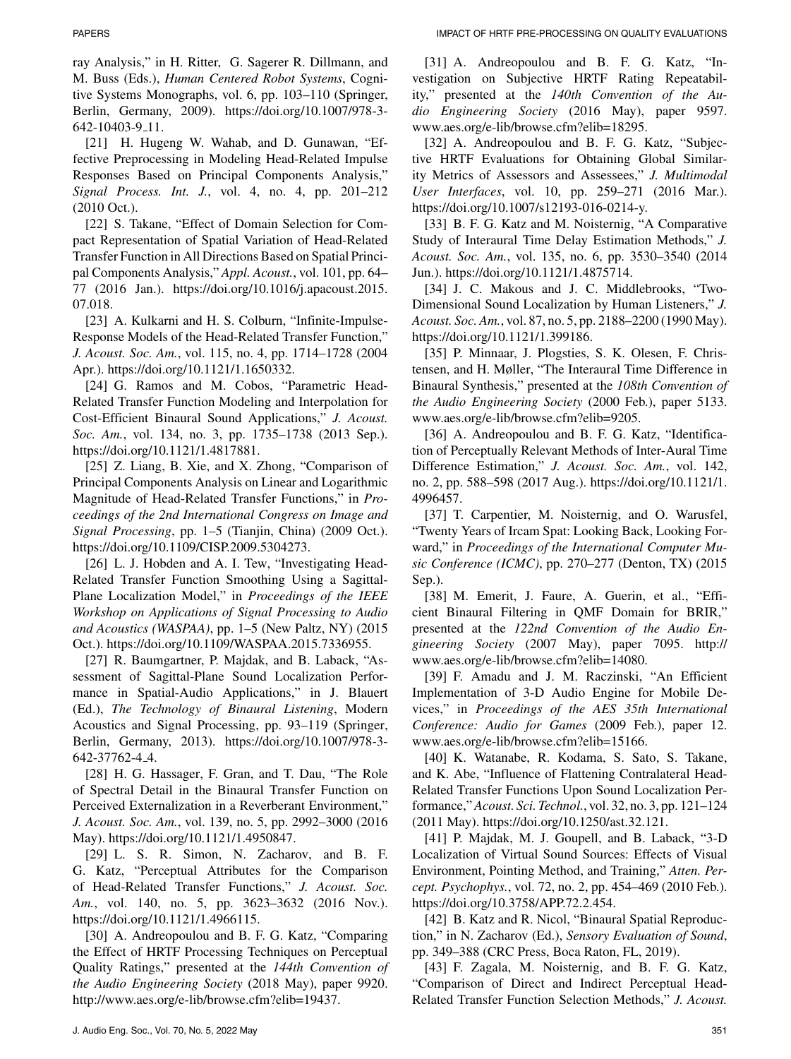ray Analysis," in H. Ritter, G. Sagerer R. Dillmann, and M. Buss (Eds.), *Human Centered Robot Systems*, Cognitive Systems Monographs, vol. 6, pp. 103–110 (Springer, Berlin, Germany, 2009). https://doi.org/10.1007/978-3-642-10403-9_11.

[21] H. Hugeng W. Wahab, and D. Gunawan, "Effective Preprocessing in Modeling Head-Related Impulse Responses Based on Principal Components Analysis," *Signal Process. Int. J.*, vol. 4, no. 4, pp. 201–212 (2010 Oct.).

[22] S. Takane, "Effect of Domain Selection for Compact Representation of Spatial Variation of Head-Related Transfer Function in All Directions Based on Spatial Principal Components Analysis," *Appl. Acoust.*, vol. 101, pp. 64–77 (2016 Jan.). https://doi.org/10.1016/j.apacoust.2015.07.018.

[23] A. Kulkarni and H. S. Colburn, "Infinite-Impulse-Response Models of the Head-Related Transfer Function," *J. Acoust. Soc. Am.*, vol. 115, no. 4, pp. 1714–1728 (2004 Apr.). https://doi.org/10.1121/1.1650332.

[24] G. Ramos and M. Cobos, "Parametric Head-Related Transfer Function Modeling and Interpolation for Cost-Efficient Binaural Sound Applications," *J. Acoust. Soc. Am.*, vol. 134, no. 3, pp. 1735–1738 (2013 Sep.). https://doi.org/10.1121/1.4817881.

[25] Z. Liang, B. Xie, and X. Zhong, "Comparison of Principal Components Analysis on Linear and Logarithmic Magnitude of Head-Related Transfer Functions," in *Proceedings of the 2nd International Congress on Image and Signal Processing*, pp. 1–5 (Tianjin, China) (2009 Oct.). https://doi.org/10.1109/CISP.2009.5304273.

[26] L. J. Hobden and A. I. Tew, "Investigating Head-Related Transfer Function Smoothing Using a Sagittal-Plane Localization Model," in *Proceedings of the IEEE Workshop on Applications of Signal Processing to Audio and Acoustics (WASPAA)*, pp. 1–5 (New Paltz, NY) (2015 Oct.). https://doi.org/10.1109/WASPAA.2015.7336955.

[27] R. Baumgartner, P. Majdak, and B. Laback, "Assessment of Sagittal-Plane Sound Localization Performance in Spatial-Audio Applications," in J. Blauert (Ed.), *The Technology of Binaural Listening*, Modern Acoustics and Signal Processing, pp. 93–119 (Springer, Berlin, Germany, 2013). https://doi.org/10.1007/978-3-642-37762-4_4.

[28] H. G. Hassager, F. Gran, and T. Dau, "The Role of Spectral Detail in the Binaural Transfer Function on Perceived Externalization in a Reverberant Environment," *J. Acoust. Soc. Am.*, vol. 139, no. 5, pp. 2992–3000 (2016 May). https://doi.org/10.1121/1.4950847.

[29] L. S. R. Simon, N. Zacharov, and B. F. G. Katz, "Perceptual Attributes for the Comparison of Head-Related Transfer Functions," *J. Acoust. Soc. Am.*, vol. 140, no. 5, pp. 3623–3632 (2016 Nov.). https://doi.org/10.1121/1.4966115.

[30] A. Andreopoulou and B. F. G. Katz, "Comparing the Effect of HRTF Processing Techniques on Perceptual Quality Ratings," presented at the *144th Convention of the Audio Engineering Society* (2018 May), paper 9920. http://www.aes.org/e-lib/browse.cfm?elib=19437.

[31] A. Andreopoulou and B. F. G. Katz, "Investigation on Subjective HRTF Rating Repeatability," presented at the *140th Convention of the Audio Engineering Society* (2016 May), paper 9597. www.aes.org/e-lib/browse.cfm?elib=18295.

[32] A. Andreopoulou and B. F. G. Katz, "Subjective HRTF Evaluations for Obtaining Global Similarity Metrics of Assessors and Assessees," *J. Multimodal User Interfaces*, vol. 10, pp. 259–271 (2016 Mar.). https://doi.org/10.1007/s12193-016-0214-y.

[33] B. F. G. Katz and M. Noisternig, "A Comparative Study of Interaural Time Delay Estimation Methods," *J. Acoust. Soc. Am.*, vol. 135, no. 6, pp. 3530–3540 (2014 Jun.). https://doi.org/10.1121/1.4875714.

[34] J. C. Makous and J. C. Middlebrooks, "Two-Dimensional Sound Localization by Human Listeners," *J. Acoust. Soc. Am.*, vol. 87, no. 5, pp. 2188–2200 (1990 May). https://doi.org/10.1121/1.399186.

[35] P. Minnaar, J. Plogsties, S. K. Olesen, F. Christensen, and H. Møller, "The Interaural Time Difference in Binaural Synthesis," presented at the *108th Convention of the Audio Engineering Society* (2000 Feb.), paper 5133. www.aes.org/e-lib/browse.cfm?elib=9205.

[36] A. Andreopoulou and B. F. G. Katz, "Identification of Perceptually Relevant Methods of Inter-Aural Time Difference Estimation," *J. Acoust. Soc. Am.*, vol. 142, no. 2, pp. 588–598 (2017 Aug.). https://doi.org/10.1121/1.4996457.

[37] T. Carpentier, M. Noisternig, and O. Warusfel, "Twenty Years of Ircam Spat: Looking Back, Looking Forward," in *Proceedings of the International Computer Music Conference (ICMC)*, pp. 270–277 (Denton, TX) (2015 Sep.).

[38] M. Emerit, J. Faure, A. Guerin, et al., "Efficient Binaural Filtering in QMF Domain for BRIR," presented at the *122nd Convention of the Audio Engineering Society* (2007 May), paper 7095. http://www.aes.org/e-lib/browse.cfm?elib=14080.

[39] F. Amadu and J. M. Raczinski, "An Efficient Implementation of 3-D Audio Engine for Mobile Devices," in *Proceedings of the AES 35th International Conference: Audio for Games* (2009 Feb.), paper 12. www.aes.org/e-lib/browse.cfm?elib=15166.

[40] K. Watanabe, R. Kodama, S. Sato, S. Takane, and K. Abe, "Influence of Flattening Contralateral Head-Related Transfer Functions Upon Sound Localization Performance," *Acoust. Sci. Technol.*, vol. 32, no. 3, pp. 121–124 (2011 May). https://doi.org/10.1250/ast.32.121.

[41] P. Majdak, M. J. Goupell, and B. Laback, "3-D Localization of Virtual Sound Sources: Effects of Visual Environment, Pointing Method, and Training," *Atten. Percept. Psychophys.*, vol. 72, no. 2, pp. 454–469 (2010 Feb.). https://doi.org/10.3758/APP.72.2.454.

[42] B. Katz and R. Nicol, "Binaural Spatial Reproduction," in N. Zacharov (Ed.), *Sensory Evaluation of Sound*, pp. 349–388 (CRC Press, Boca Raton, FL, 2019).

[43] F. Zagala, M. Noisternig, and B. F. G. Katz, "Comparison of Direct and Indirect Perceptual Head-Related Transfer Function Selection Methods," *J. Acoust.*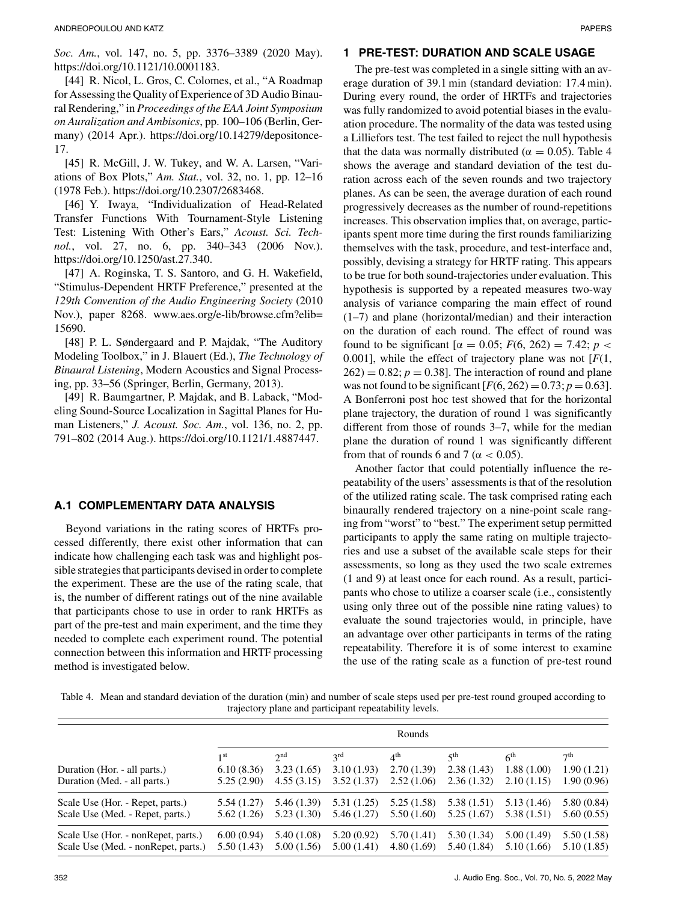*Soc. Am.*, vol. 147, no. 5, pp. 3376–3389 (2020 May). https://doi.org/10.1121/10.0001183.

[44] R. Nicol, L. Gros, C. Colomes, et al., "A Roadmap for Assessing the Quality of Experience of 3D Audio Binaural Rendering," in *Proceedings of the EAA Joint Symposium on Auralization and Ambisonics*, pp. 100–106 (Berlin, Germany) (2014 Apr.). https://doi.org/10.14279/depositonce-17.

[45] R. McGill, J. W. Tukey, and W. A. Larsen, "Variations of Box Plots," *Am. Stat.*, vol. 32, no. 1, pp. 12–16 (1978 Feb.). https://doi.org/10.2307/2683468.

[46] Y. Iwaya, "Individualization of Head-Related Transfer Functions With Tournament-Style Listening Test: Listening With Other's Ears," *Acoust. Sci. Technol.*, vol. 27, no. 6, pp. 340–343 (2006 Nov.). https://doi.org/10.1250/ast.27.340.

[47] A. Roginska, T. S. Santoro, and G. H. Wakefield, "Stimulus-Dependent HRTF Preference," presented at the *129th Convention of the Audio Engineering Society* (2010 Nov.), paper 8268. www.aes.org/e-lib/browse.cfm?elib=15690.

[48] P. L. Søndergaard and P. Majdak, "The Auditory Modeling Toolbox," in J. Blauert (Ed.), *The Technology of Binaural Listening*, Modern Acoustics and Signal Processing, pp. 33–56 (Springer, Berlin, Germany, 2013).

[49] R. Baumgartner, P. Majdak, and B. Laback, "Modeling Sound-Source Localization in Sagittal Planes for Human Listeners," *J. Acoust. Soc. Am.*, vol. 136, no. 2, pp. 791–802 (2014 Aug.). https://doi.org/10.1121/1.4887447.

## A.1 COMPLEMENTARY DATA ANALYSIS

Beyond variations in the rating scores of HRTFs processed differently, there exist other information that can indicate how challenging each task was and highlight possible strategies that participants devised in order to complete the experiment. These are the use of the rating scale, that is, the number of different ratings out of the nine available that participants chose to use in order to rank HRTFs as part of the pre-test and main experiment, and the time they needed to complete each experiment round. The potential connection between this information and HRTF processing method is investigated below.

## 1 PRE-TEST: DURATION AND SCALE USAGE

The pre-test was completed in a single sitting with an average duration of 39.1 min (standard deviation: 17.4 min). During every round, the order of HRTFs and trajectories was fully randomized to avoid potential biases in the evaluation procedure. The normality of the data was tested using a Lilliefors test. The test failed to reject the null hypothesis that the data was normally distributed ($\alpha = 0.05$). Table 4 shows the average and standard deviation of the test duration across each of the seven rounds and two trajectory planes. As can be seen, the average duration of each round progressively decreases as the number of round-repetitions increases. This observation implies that, on average, participants spent more time during the first rounds familiarizing themselves with the task, procedure, and test-interface and, possibly, devising a strategy for HRTF rating. This appears to be true for both sound-trajectories under evaluation. This hypothesis is supported by a repeated measures two-way analysis of variance comparing the main effect of round (1–7) and plane (horizontal/median) and their interaction on the duration of each round. The effect of round was found to be significant [$\alpha = 0.05$; $F(6, 262) = 7.42$; $p < 0.001$], while the effect of trajectory plane was not [$F(1, 262) = 0.82$; $p = 0.38$]. The interaction of round and plane was not found to be significant [$F(6, 262) = 0.73$; $p = 0.63$]. A Bonferroni post hoc test showed that for the horizontal plane trajectory, the duration of round 1 was significantly different from those of rounds 3–7, while for the median plane the duration of round 1 was significantly different from that of rounds 6 and 7 ($\alpha < 0.05$).

Another factor that could potentially influence the repeatability of the users' assessments is that of the resolution of the utilized rating scale. The task comprised rating each binaurally rendered trajectory on a nine-point scale ranging from "worst" to "best." The experiment setup permitted participants to apply the same rating on multiple trajectories and use a subset of the available scale steps for their assessments, so long as they used the two scale extremes (1 and 9) at least once for each round. As a result, participants who chose to utilize a coarser scale (i.e., consistently using only three out of the possible nine rating values) to evaluate the sound trajectories would, in principle, have an advantage over other participants in terms of the rating repeatability. Therefore it is of some interest to examine the use of the rating scale as a function of pre-test round

Table 4. Mean and standard deviation of the duration (min) and number of scale steps used per pre-test round grouped according to trajectory plane and participant repeatability levels.

| | Rounds | | | | | | |
|---|---|---|---|---|---|---|---|
| | 1st | 2nd | 3rd | 4th | 5th | 6th | 7th |
| Duration (Hor. - all parts.) | 6.10 (8.36) | 3.23 (1.65) | 3.10 (1.93) | 2.70 (1.39) | 2.38 (1.43) | 1.88 (1.00) | 1.90 (1.21) |
| Duration (Med. - all parts.) | 5.25 (2.90) | 4.55 (3.15) | 3.52 (1.37) | 2.52 (1.06) | 2.36 (1.32) | 2.10 (1.15) | 1.90 (0.96) |
| Scale Use (Hor. - Repet, parts.) | 5.54 (1.27) | 5.46 (1.39) | 5.31 (1.25) | 5.25 (1.58) | 5.38 (1.51) | 5.13 (1.46) | 5.80 (0.84) |
| Scale Use (Med. - Repet, parts.) | 5.62 (1.26) | 5.23 (1.30) | 5.46 (1.27) | 5.50 (1.60) | 5.25 (1.67) | 5.38 (1.51) | 5.60 (0.55) |
| Scale Use (Hor. - nonRepet, parts.) | 6.00 (0.94) | 5.40 (1.08) | 5.20 (0.92) | 5.70 (1.41) | 5.30 (1.34) | 5.00 (1.49) | 5.50 (1.58) |
| Scale Use (Med. - nonRepet, parts.) | 5.50 (1.43) | 5.00 (1.56) | 5.00 (1.41) | 4.80 (1.69) | 5.40 (1.84) | 5.10 (1.66) | 5.10 (1.85) |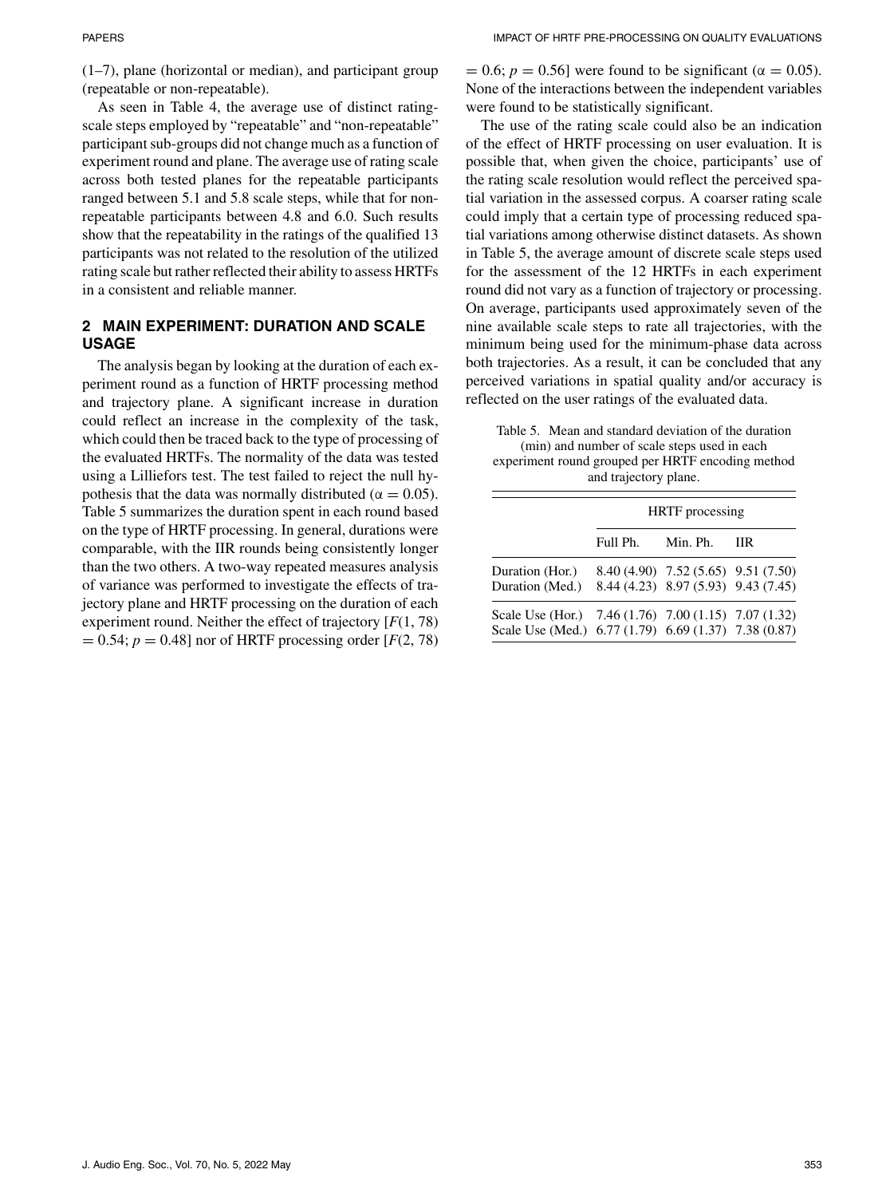(1–7), plane (horizontal or median), and participant group (repeatable or non-repeatable).

As seen in Table 4, the average use of distinct rating-scale steps employed by "repeatable" and "non-repeatable" participant sub-groups did not change much as a function of experiment round and plane. The average use of rating scale across both tested planes for the repeatable participants ranged between 5.1 and 5.8 scale steps, while that for non-repeatable participants between 4.8 and 6.0. Such results show that the repeatability in the ratings of the qualified 13 participants was not related to the resolution of the utilized rating scale but rather reflected their ability to assess HRTFs in a consistent and reliable manner.

## 2 MAIN EXPERIMENT: DURATION AND SCALE USAGE

The analysis began by looking at the duration of each experiment round as a function of HRTF processing method and trajectory plane. A significant increase in duration could reflect an increase in the complexity of the task, which could then be traced back to the type of processing of the evaluated HRTFs. The normality of the data was tested using a Lilliefors test. The test failed to reject the null hypothesis that the data was normally distributed ($\alpha = 0.05$). Table 5 summarizes the duration spent in each round based on the type of HRTF processing. In general, durations were comparable, with the IIR rounds being consistently longer than the two others. A two-way repeated measures analysis of variance was performed to investigate the effects of trajectory plane and HRTF processing on the duration of each experiment round. Neither the effect of trajectory [$F(1, 78) = 0.54$; $p = 0.48$] nor of HRTF processing order [$F(2, 78) = 0.6$; $p = 0.56$] were found to be significant ($\alpha = 0.05$). None of the interactions between the independent variables were found to be statistically significant.

The use of the rating scale could also be an indication of the effect of HRTF processing on user evaluation. It is possible that, when given the choice, participants' use of the rating scale resolution would reflect the perceived spatial variation in the assessed corpus. A coarser rating scale could imply that a certain type of processing reduced spatial variations among otherwise distinct datasets. As shown in Table 5, the average amount of discrete scale steps used for the assessment of the 12 HRTFs in each experiment round did not vary as a function of trajectory or processing. On average, participants used approximately seven of the nine available scale steps to rate all trajectories, with the minimum being used for the minimum-phase data across both trajectories. As a result, it can be concluded that any perceived variations in spatial quality and/or accuracy is reflected on the user ratings of the evaluated data.

Table 5. Mean and standard deviation of the duration (min) and number of scale steps used in each experiment round grouped per HRTF encoding method and trajectory plane.

| | HRTF processing | | |
|---|---|---|---|
| | Full Ph. | Min. Ph. | IIR |
| Duration (Hor.) | 8.40 (4.90) | 7.52 (5.65) | 9.51 (7.50) |
| Duration (Med.) | 8.44 (4.23) | 8.97 (5.93) | 9.43 (7.45) |
| Scale Use (Hor.) | 7.46 (1.76) | 7.00 (1.15) | 7.07 (1.32) |
| Scale Use (Med.) | 6.77 (1.79) | 6.69 (1.37) | 7.38 (0.87) |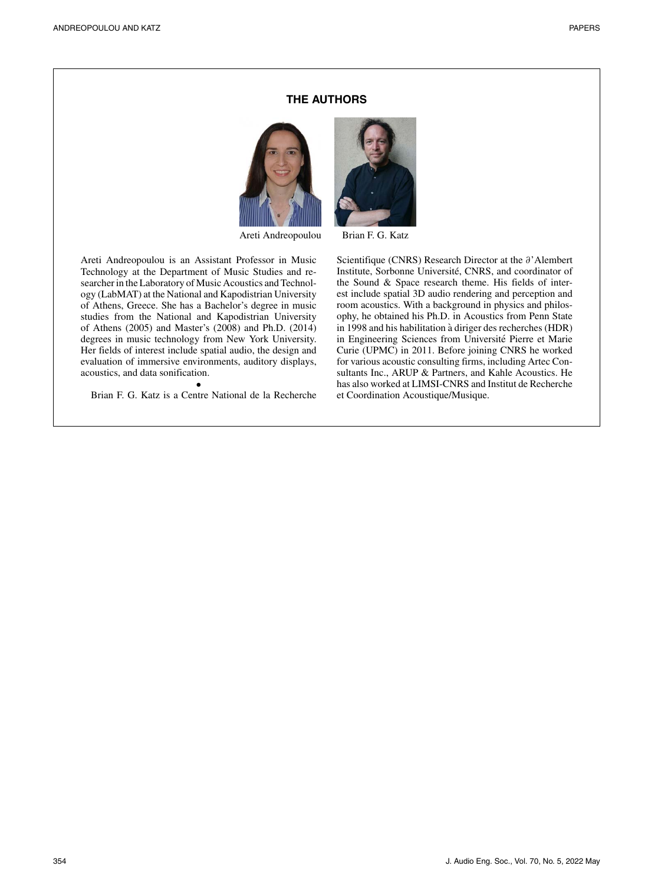## THE AUTHORS

Areti Andreopoulou    Brian F. G. Katz

Areti Andreopoulou is an Assistant Professor in Music Technology at the Department of Music Studies and researcher in the Laboratory of Music Acoustics and Technology (LabMAT) at the National and Kapodistrian University of Athens, Greece. She has a Bachelor's degree in music studies from the National and Kapodistrian University of Athens (2005) and Master's (2008) and Ph.D. (2014) degrees in music technology from New York University. Her fields of interest include spatial audio, the design and evaluation of immersive environments, auditory displays, acoustics, and data sonification.

•

Brian F. G. Katz is a Centre National de la Recherche Scientifique (CNRS) Research Director at the ∂'Alembert Institute, Sorbonne Université, CNRS, and coordinator of the Sound & Space research theme. His fields of interest include spatial 3D audio rendering and perception and room acoustics. With a background in physics and philosophy, he obtained his Ph.D. in Acoustics from Penn State in 1998 and his habilitation à diriger des recherches (HDR) in Engineering Sciences from Université Pierre et Marie Curie (UPMC) in 2011. Before joining CNRS he worked for various acoustic consulting firms, including Artec Consultants Inc., ARUP & Partners, and Kahle Acoustics. He has also worked at LIMSI-CNRS and Institut de Recherche et Coordination Acoustique/Musique.